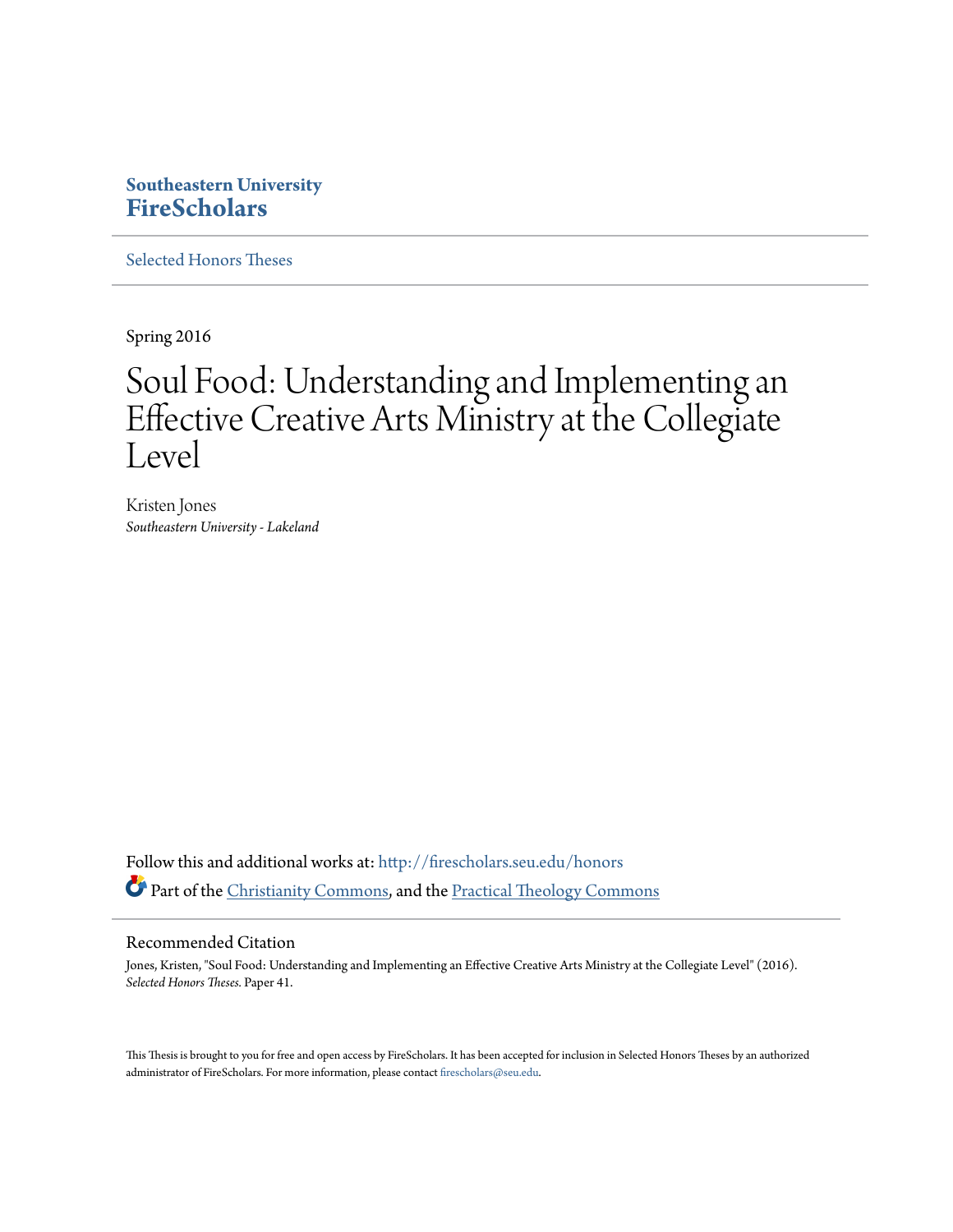**Southeastern University**
**FireScholars**

Selected Honors Theses

Spring 2016

# Soul Food: Understanding and Implementing an Effective Creative Arts Ministry at the Collegiate Level

Kristen Jones
*Southeastern University - Lakeland*

Follow this and additional works at: http://firescholars.seu.edu/honors

Part of the Christianity Commons, and the Practical Theology Commons

## Recommended Citation

Jones, Kristen, "Soul Food: Understanding and Implementing an Effective Creative Arts Ministry at the Collegiate Level" (2016). *Selected Honors Theses.* Paper 41.

This Thesis is brought to you for free and open access by FireScholars. It has been accepted for inclusion in Selected Honors Theses by an authorized administrator of FireScholars. For more information, please contact firescholars@seu.edu.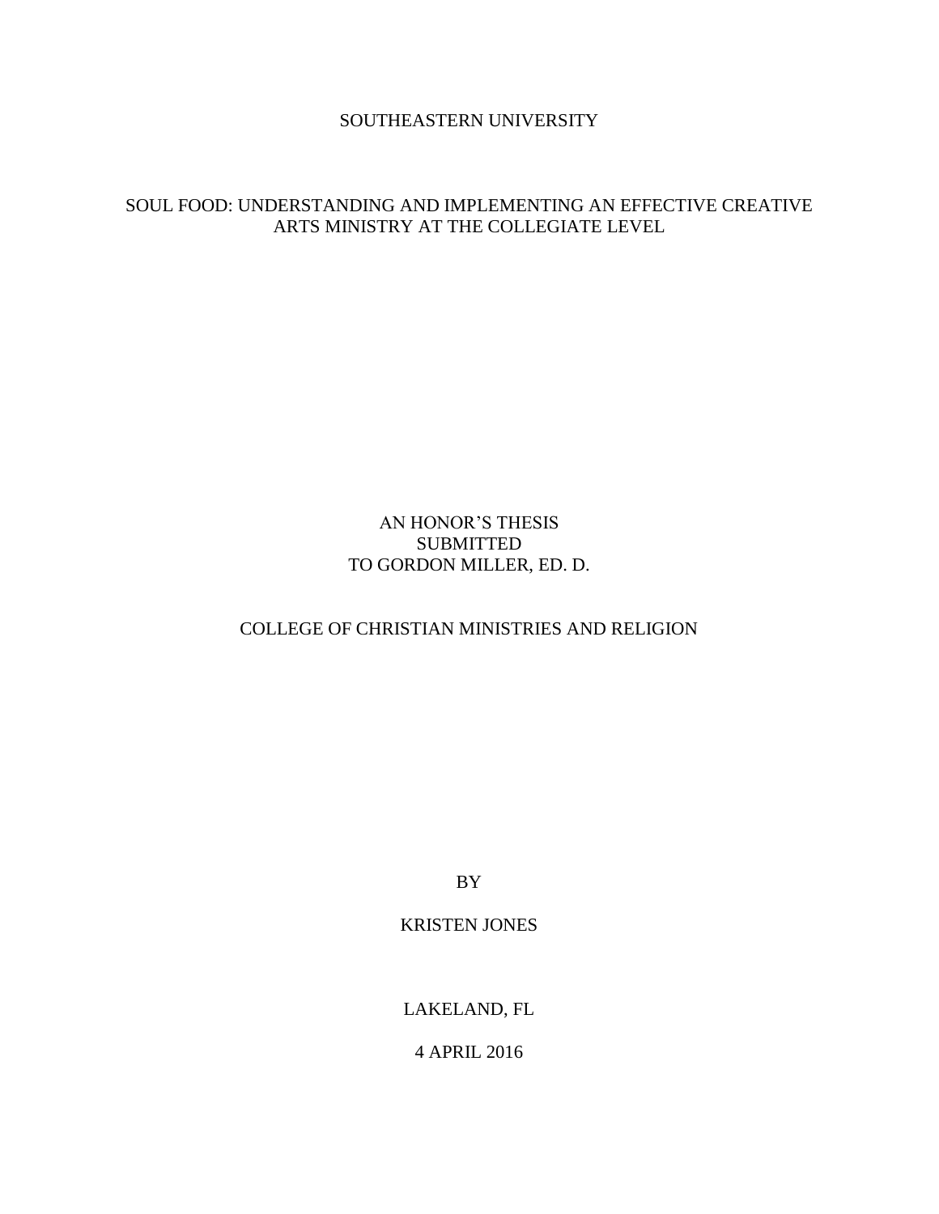SOUTHEASTERN UNIVERSITY

# SOUL FOOD: UNDERSTANDING AND IMPLEMENTING AN EFFECTIVE CREATIVE ARTS MINISTRY AT THE COLLEGIATE LEVEL

AN HONOR'S THESIS
SUBMITTED
TO GORDON MILLER, ED. D.

COLLEGE OF CHRISTIAN MINISTRIES AND RELIGION

BY

KRISTEN JONES

LAKELAND, FL

4 APRIL 2016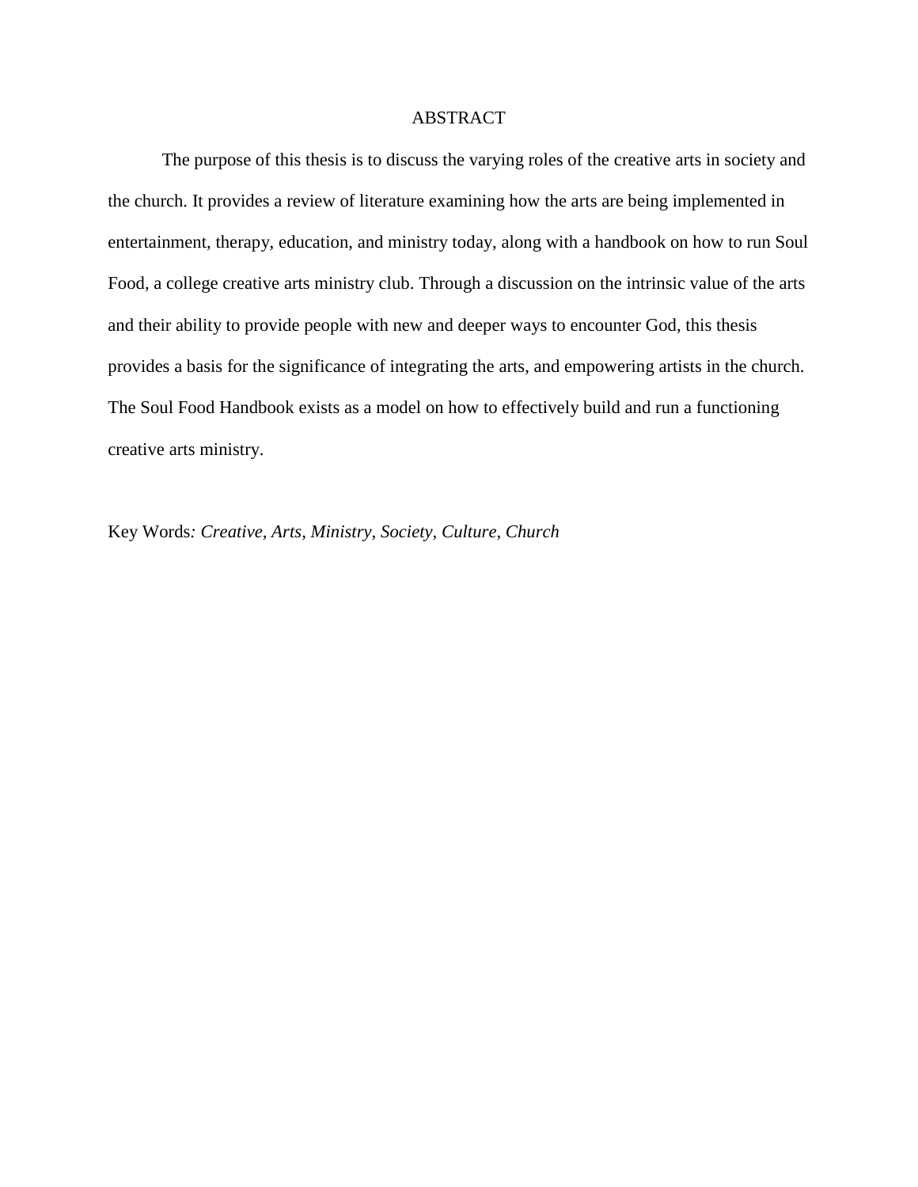# ABSTRACT

The purpose of this thesis is to discuss the varying roles of the creative arts in society and the church. It provides a review of literature examining how the arts are being implemented in entertainment, therapy, education, and ministry today, along with a handbook on how to run Soul Food, a college creative arts ministry club. Through a discussion on the intrinsic value of the arts and their ability to provide people with new and deeper ways to encounter God, this thesis provides a basis for the significance of integrating the arts, and empowering artists in the church. The Soul Food Handbook exists as a model on how to effectively build and run a functioning creative arts ministry.

Key Words*: Creative, Arts, Ministry, Society, Culture, Church*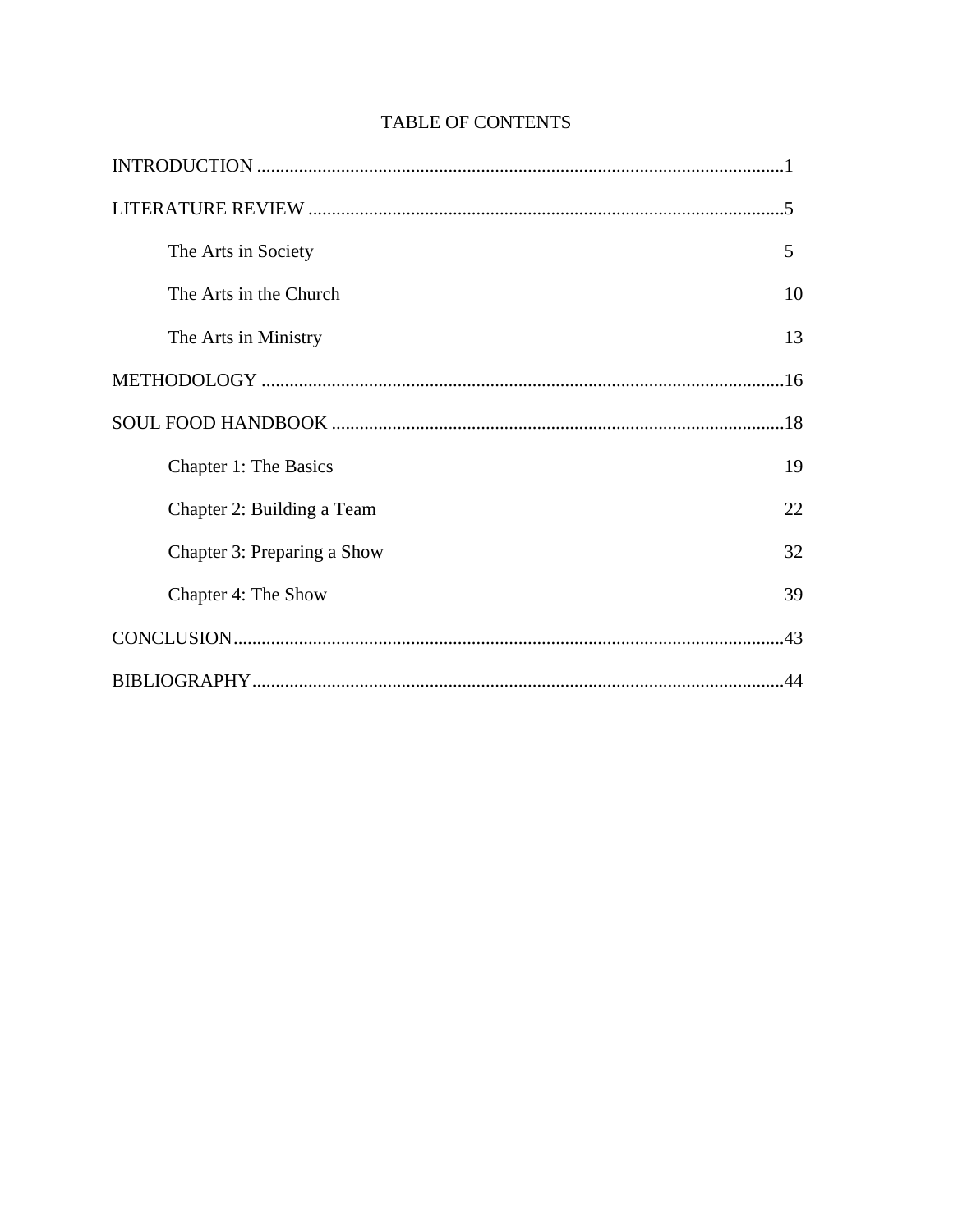# TABLE OF CONTENTS

INTRODUCTION ..................................................................................................................1

LITERATURE REVIEW ......................................................................................................5

- The Arts in Society 5
- The Arts in the Church 10
- The Arts in Ministry 13

METHODOLOGY ..............................................................................................................16

SOUL FOOD HANDBOOK ................................................................................................18

- Chapter 1: The Basics 19
- Chapter 2: Building a Team 22
- Chapter 3: Preparing a Show 32
- Chapter 4: The Show 39

CONCLUSION.....................................................................................................................43

BIBLIOGRAPHY.................................................................................................................44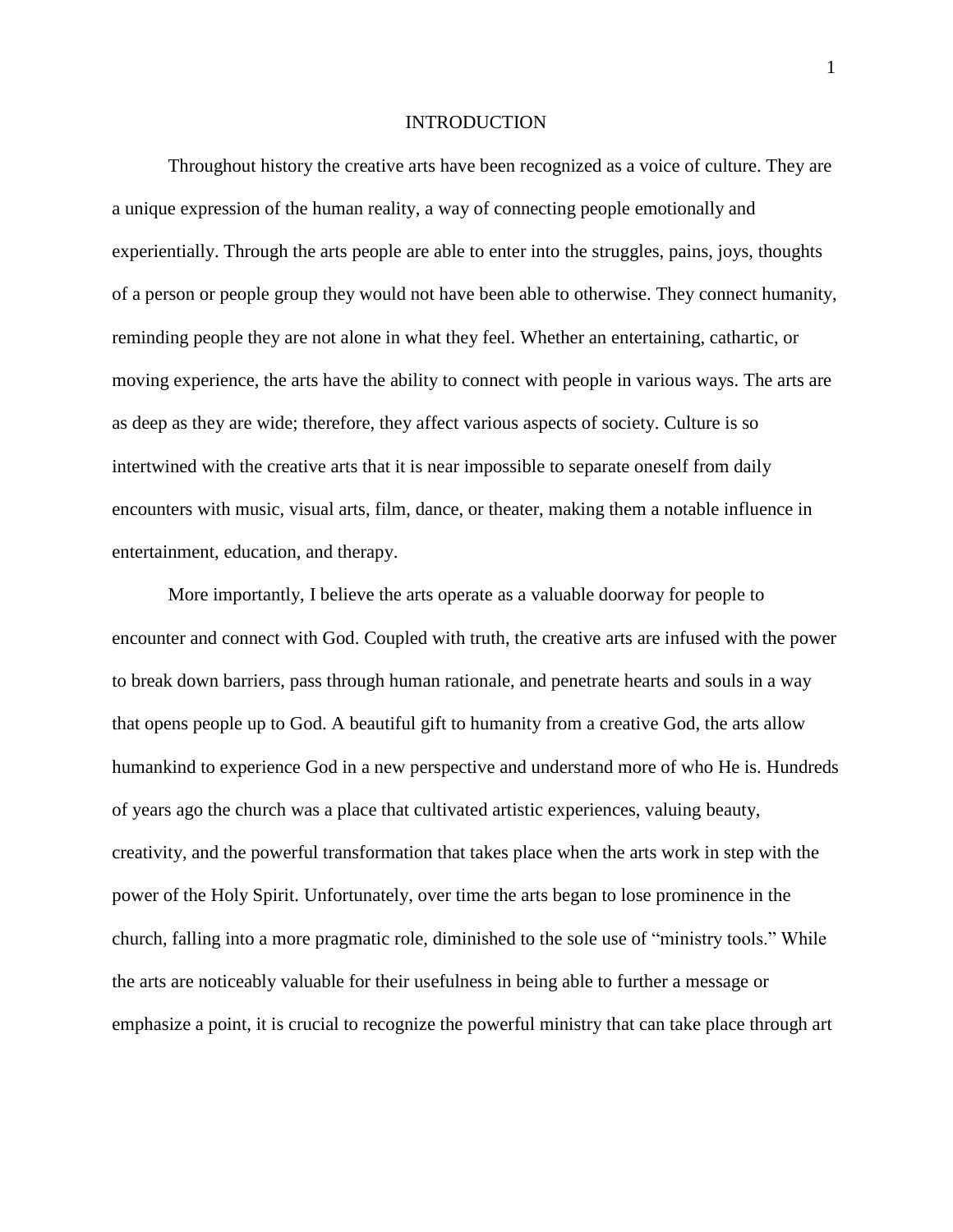# INTRODUCTION

Throughout history the creative arts have been recognized as a voice of culture. They are a unique expression of the human reality, a way of connecting people emotionally and experientially. Through the arts people are able to enter into the struggles, pains, joys, thoughts of a person or people group they would not have been able to otherwise. They connect humanity, reminding people they are not alone in what they feel. Whether an entertaining, cathartic, or moving experience, the arts have the ability to connect with people in various ways. The arts are as deep as they are wide; therefore, they affect various aspects of society. Culture is so intertwined with the creative arts that it is near impossible to separate oneself from daily encounters with music, visual arts, film, dance, or theater, making them a notable influence in entertainment, education, and therapy.

More importantly, I believe the arts operate as a valuable doorway for people to encounter and connect with God. Coupled with truth, the creative arts are infused with the power to break down barriers, pass through human rationale, and penetrate hearts and souls in a way that opens people up to God. A beautiful gift to humanity from a creative God, the arts allow humankind to experience God in a new perspective and understand more of who He is. Hundreds of years ago the church was a place that cultivated artistic experiences, valuing beauty, creativity, and the powerful transformation that takes place when the arts work in step with the power of the Holy Spirit. Unfortunately, over time the arts began to lose prominence in the church, falling into a more pragmatic role, diminished to the sole use of "ministry tools." While the arts are noticeably valuable for their usefulness in being able to further a message or emphasize a point, it is crucial to recognize the powerful ministry that can take place through art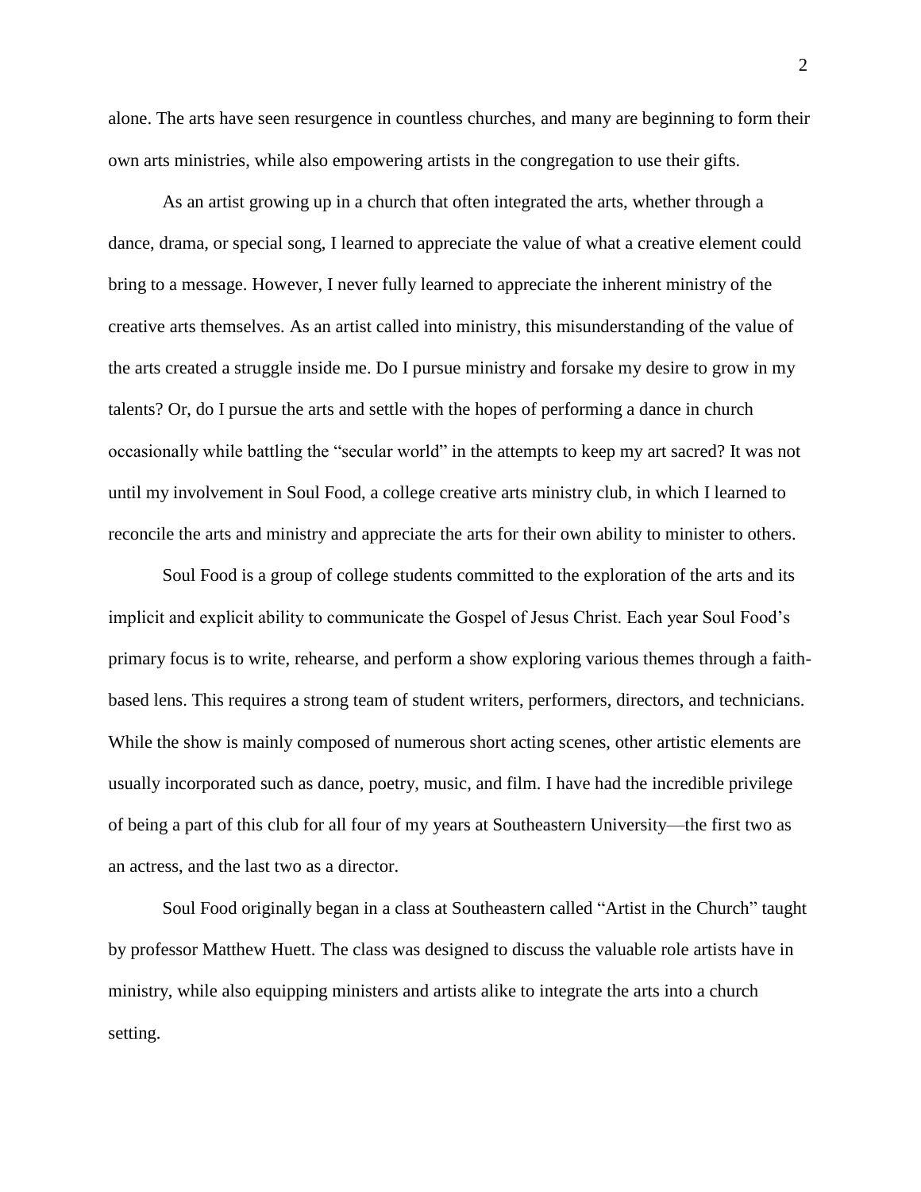alone. The arts have seen resurgence in countless churches, and many are beginning to form their own arts ministries, while also empowering artists in the congregation to use their gifts.

As an artist growing up in a church that often integrated the arts, whether through a dance, drama, or special song, I learned to appreciate the value of what a creative element could bring to a message. However, I never fully learned to appreciate the inherent ministry of the creative arts themselves. As an artist called into ministry, this misunderstanding of the value of the arts created a struggle inside me. Do I pursue ministry and forsake my desire to grow in my talents? Or, do I pursue the arts and settle with the hopes of performing a dance in church occasionally while battling the "secular world" in the attempts to keep my art sacred? It was not until my involvement in Soul Food, a college creative arts ministry club, in which I learned to reconcile the arts and ministry and appreciate the arts for their own ability to minister to others.

Soul Food is a group of college students committed to the exploration of the arts and its implicit and explicit ability to communicate the Gospel of Jesus Christ. Each year Soul Food's primary focus is to write, rehearse, and perform a show exploring various themes through a faith-based lens. This requires a strong team of student writers, performers, directors, and technicians. While the show is mainly composed of numerous short acting scenes, other artistic elements are usually incorporated such as dance, poetry, music, and film. I have had the incredible privilege of being a part of this club for all four of my years at Southeastern University—the first two as an actress, and the last two as a director.

Soul Food originally began in a class at Southeastern called "Artist in the Church" taught by professor Matthew Huett. The class was designed to discuss the valuable role artists have in ministry, while also equipping ministers and artists alike to integrate the arts into a church setting.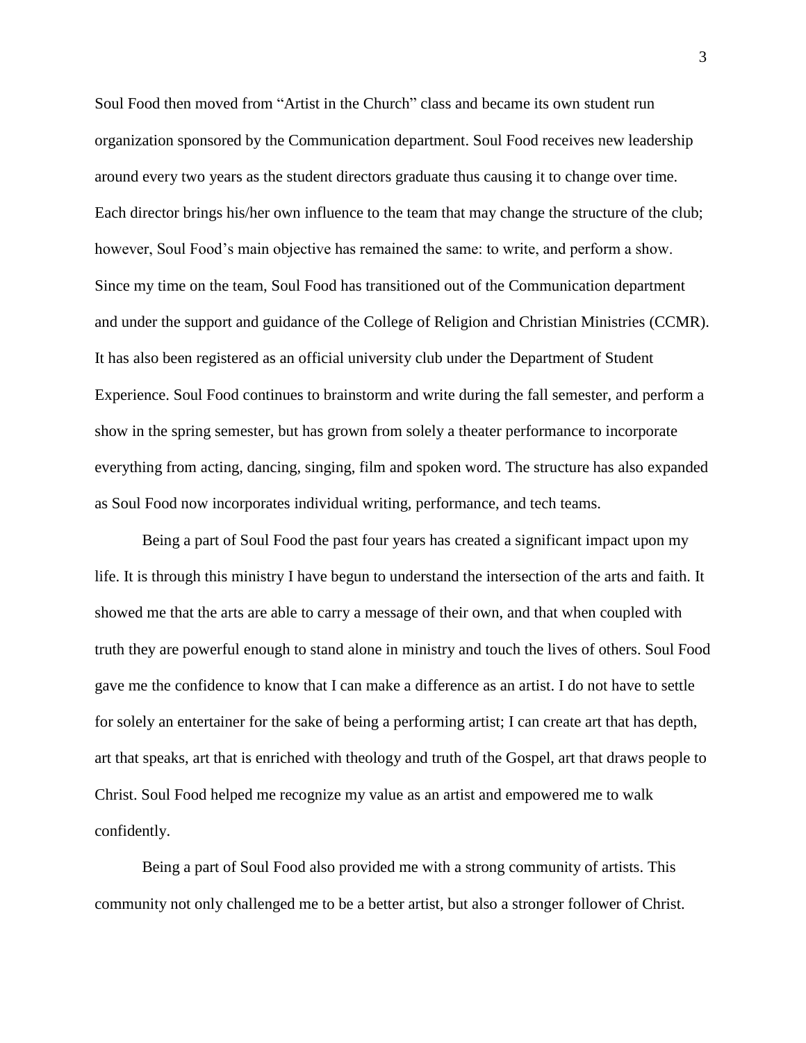Soul Food then moved from "Artist in the Church" class and became its own student run organization sponsored by the Communication department. Soul Food receives new leadership around every two years as the student directors graduate thus causing it to change over time. Each director brings his/her own influence to the team that may change the structure of the club; however, Soul Food's main objective has remained the same: to write, and perform a show. Since my time on the team, Soul Food has transitioned out of the Communication department and under the support and guidance of the College of Religion and Christian Ministries (CCMR). It has also been registered as an official university club under the Department of Student Experience. Soul Food continues to brainstorm and write during the fall semester, and perform a show in the spring semester, but has grown from solely a theater performance to incorporate everything from acting, dancing, singing, film and spoken word. The structure has also expanded as Soul Food now incorporates individual writing, performance, and tech teams.

Being a part of Soul Food the past four years has created a significant impact upon my life. It is through this ministry I have begun to understand the intersection of the arts and faith. It showed me that the arts are able to carry a message of their own, and that when coupled with truth they are powerful enough to stand alone in ministry and touch the lives of others. Soul Food gave me the confidence to know that I can make a difference as an artist. I do not have to settle for solely an entertainer for the sake of being a performing artist; I can create art that has depth, art that speaks, art that is enriched with theology and truth of the Gospel, art that draws people to Christ. Soul Food helped me recognize my value as an artist and empowered me to walk confidently.

Being a part of Soul Food also provided me with a strong community of artists. This community not only challenged me to be a better artist, but also a stronger follower of Christ.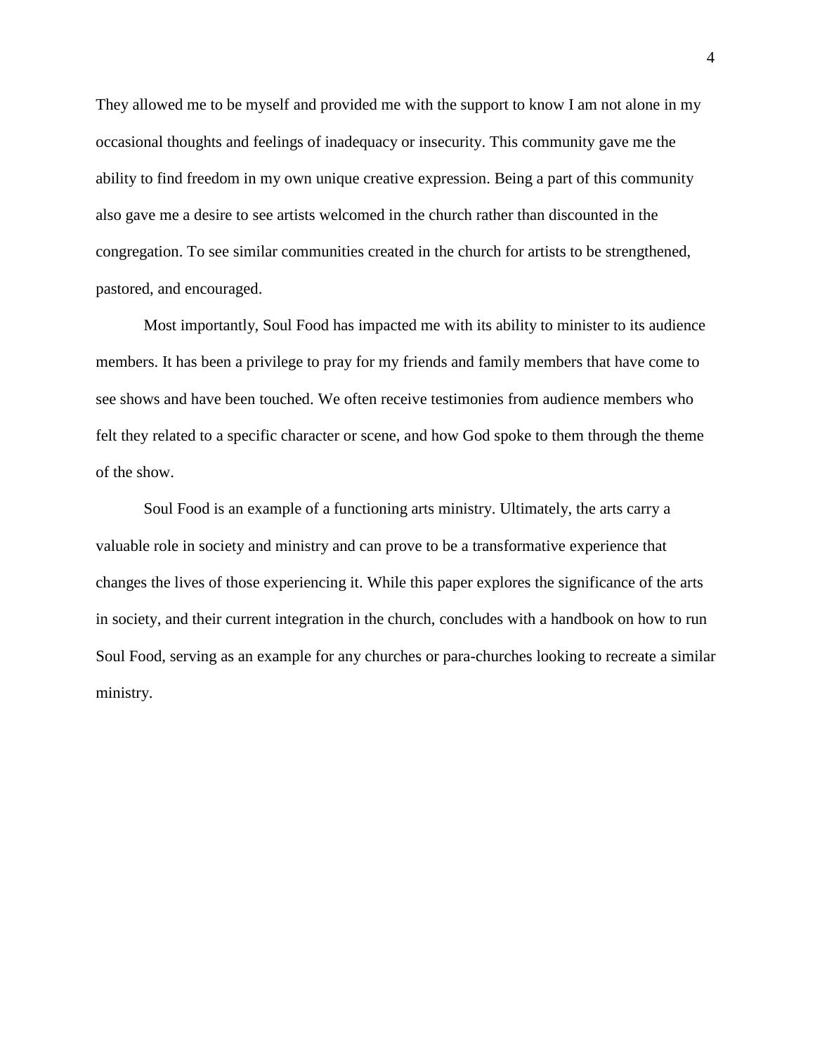They allowed me to be myself and provided me with the support to know I am not alone in my occasional thoughts and feelings of inadequacy or insecurity. This community gave me the ability to find freedom in my own unique creative expression. Being a part of this community also gave me a desire to see artists welcomed in the church rather than discounted in the congregation. To see similar communities created in the church for artists to be strengthened, pastored, and encouraged.

Most importantly, Soul Food has impacted me with its ability to minister to its audience members. It has been a privilege to pray for my friends and family members that have come to see shows and have been touched. We often receive testimonies from audience members who felt they related to a specific character or scene, and how God spoke to them through the theme of the show.

Soul Food is an example of a functioning arts ministry. Ultimately, the arts carry a valuable role in society and ministry and can prove to be a transformative experience that changes the lives of those experiencing it. While this paper explores the significance of the arts in society, and their current integration in the church, concludes with a handbook on how to run Soul Food, serving as an example for any churches or para-churches looking to recreate a similar ministry.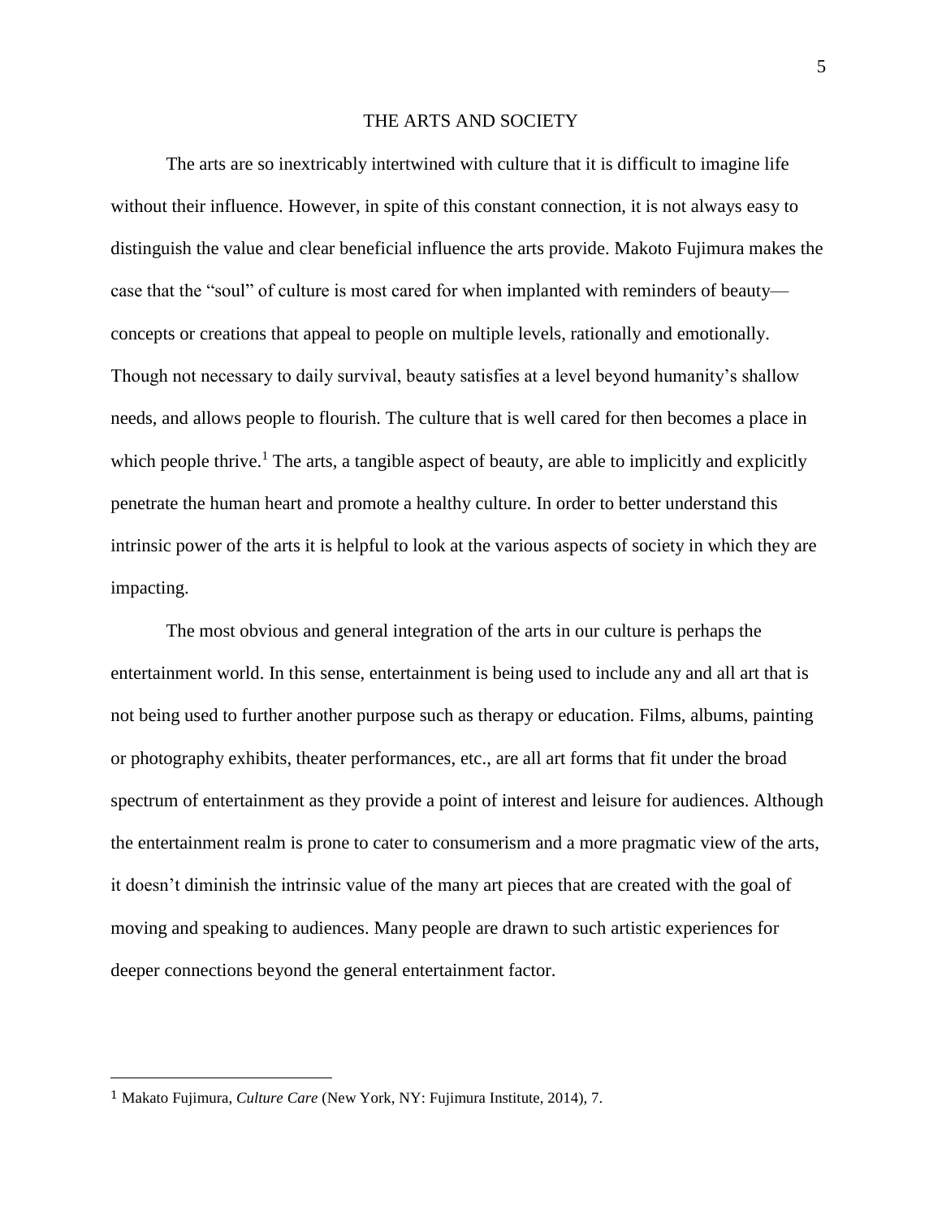## THE ARTS AND SOCIETY

The arts are so inextricably intertwined with culture that it is difficult to imagine life without their influence. However, in spite of this constant connection, it is not always easy to distinguish the value and clear beneficial influence the arts provide. Makoto Fujimura makes the case that the "soul" of culture is most cared for when implanted with reminders of beauty—concepts or creations that appeal to people on multiple levels, rationally and emotionally. Though not necessary to daily survival, beauty satisfies at a level beyond humanity's shallow needs, and allows people to flourish. The culture that is well cared for then becomes a place in which people thrive.[1] The arts, a tangible aspect of beauty, are able to implicitly and explicitly penetrate the human heart and promote a healthy culture. In order to better understand this intrinsic power of the arts it is helpful to look at the various aspects of society in which they are impacting.

The most obvious and general integration of the arts in our culture is perhaps the entertainment world. In this sense, entertainment is being used to include any and all art that is not being used to further another purpose such as therapy or education. Films, albums, painting or photography exhibits, theater performances, etc., are all art forms that fit under the broad spectrum of entertainment as they provide a point of interest and leisure for audiences. Although the entertainment realm is prone to cater to consumerism and a more pragmatic view of the arts, it doesn't diminish the intrinsic value of the many art pieces that are created with the goal of moving and speaking to audiences. Many people are drawn to such artistic experiences for deeper connections beyond the general entertainment factor.

---

[1] Makato Fujimura, *Culture Care* (New York, NY: Fujimura Institute, 2014), 7.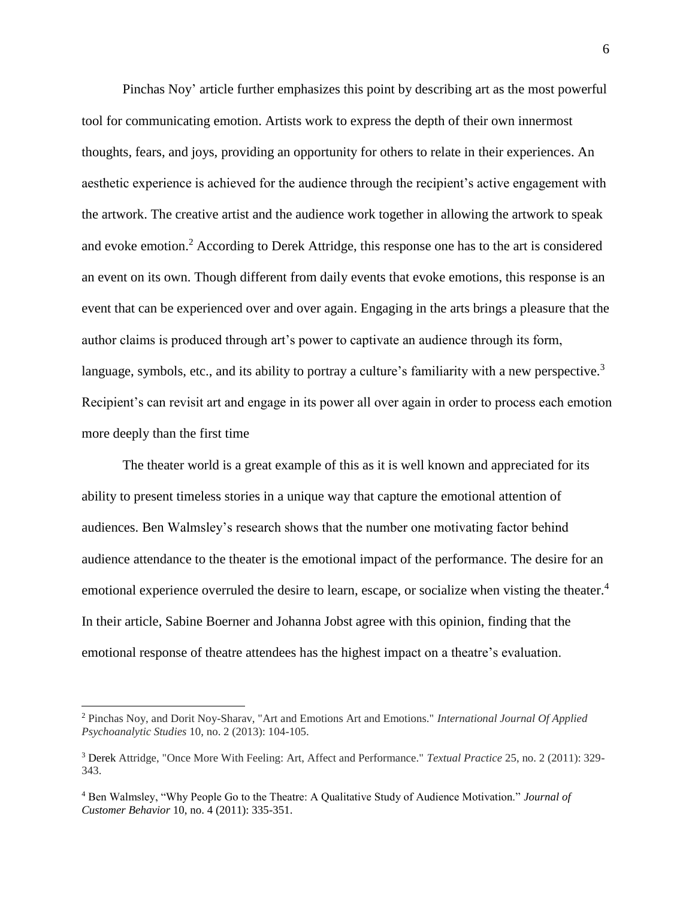Pinchas Noy' article further emphasizes this point by describing art as the most powerful tool for communicating emotion. Artists work to express the depth of their own innermost thoughts, fears, and joys, providing an opportunity for others to relate in their experiences. An aesthetic experience is achieved for the audience through the recipient's active engagement with the artwork. The creative artist and the audience work together in allowing the artwork to speak and evoke emotion.[2] According to Derek Attridge, this response one has to the art is considered an event on its own. Though different from daily events that evoke emotions, this response is an event that can be experienced over and over again. Engaging in the arts brings a pleasure that the author claims is produced through art's power to captivate an audience through its form, language, symbols, etc., and its ability to portray a culture's familiarity with a new perspective.[3] Recipient's can revisit art and engage in its power all over again in order to process each emotion more deeply than the first time

The theater world is a great example of this as it is well known and appreciated for its ability to present timeless stories in a unique way that capture the emotional attention of audiences. Ben Walmsley's research shows that the number one motivating factor behind audience attendance to the theater is the emotional impact of the performance. The desire for an emotional experience overruled the desire to learn, escape, or socialize when visting the theater.[4] In their article, Sabine Boerner and Johanna Jobst agree with this opinion, finding that the emotional response of theatre attendees has the highest impact on a theatre's evaluation.

---

[2] Pinchas Noy, and Dorit Noy-Sharav, "Art and Emotions Art and Emotions." *International Journal Of Applied Psychoanalytic Studies* 10, no. 2 (2013): 104-105.

[3] Derek Attridge, "Once More With Feeling: Art, Affect and Performance." *Textual Practice* 25, no. 2 (2011): 329-343.

[4] Ben Walmsley, "Why People Go to the Theatre: A Qualitative Study of Audience Motivation." *Journal of Customer Behavior* 10, no. 4 (2011): 335-351.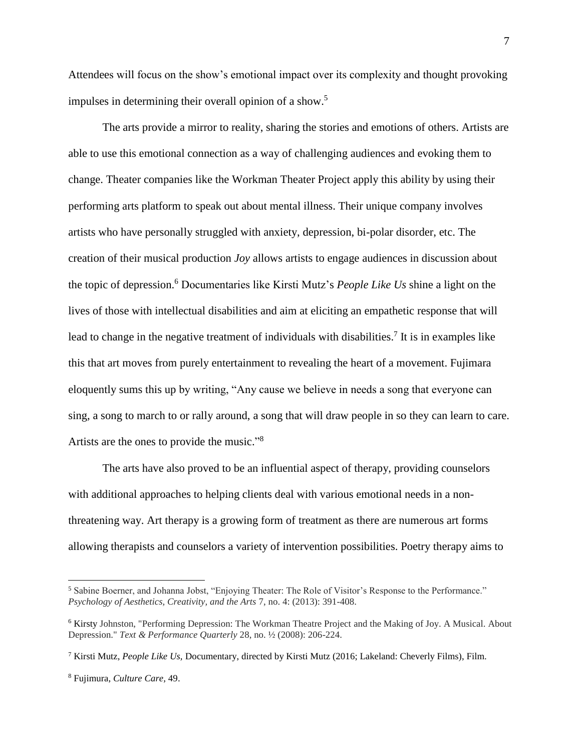Attendees will focus on the show's emotional impact over its complexity and thought provoking impulses in determining their overall opinion of a show.[5]

The arts provide a mirror to reality, sharing the stories and emotions of others. Artists are able to use this emotional connection as a way of challenging audiences and evoking them to change. Theater companies like the Workman Theater Project apply this ability by using their performing arts platform to speak out about mental illness. Their unique company involves artists who have personally struggled with anxiety, depression, bi-polar disorder, etc. The creation of their musical production *Joy* allows artists to engage audiences in discussion about the topic of depression.[6] Documentaries like Kirsti Mutz's *People Like Us* shine a light on the lives of those with intellectual disabilities and aim at eliciting an empathetic response that will lead to change in the negative treatment of individuals with disabilities.[7] It is in examples like this that art moves from purely entertainment to revealing the heart of a movement. Fujimara eloquently sums this up by writing, "Any cause we believe in needs a song that everyone can sing, a song to march to or rally around, a song that will draw people in so they can learn to care. Artists are the ones to provide the music."[8]

The arts have also proved to be an influential aspect of therapy, providing counselors with additional approaches to helping clients deal with various emotional needs in a non-threatening way. Art therapy is a growing form of treatment as there are numerous art forms allowing therapists and counselors a variety of intervention possibilities. Poetry therapy aims to

---

[5] Sabine Boerner, and Johanna Jobst, "Enjoying Theater: The Role of Visitor's Response to the Performance." *Psychology of Aesthetics, Creativity, and the Arts* 7, no. 4: (2013): 391-408.

[6] Kirsty Johnston, "Performing Depression: The Workman Theatre Project and the Making of Joy. A Musical. About Depression." *Text & Performance Quarterly* 28, no. ½ (2008): 206-224.

[7] Kirsti Mutz, *People Like Us*, Documentary, directed by Kirsti Mutz (2016; Lakeland: Cheverly Films), Film.

[8] Fujimura, *Culture Care*, 49.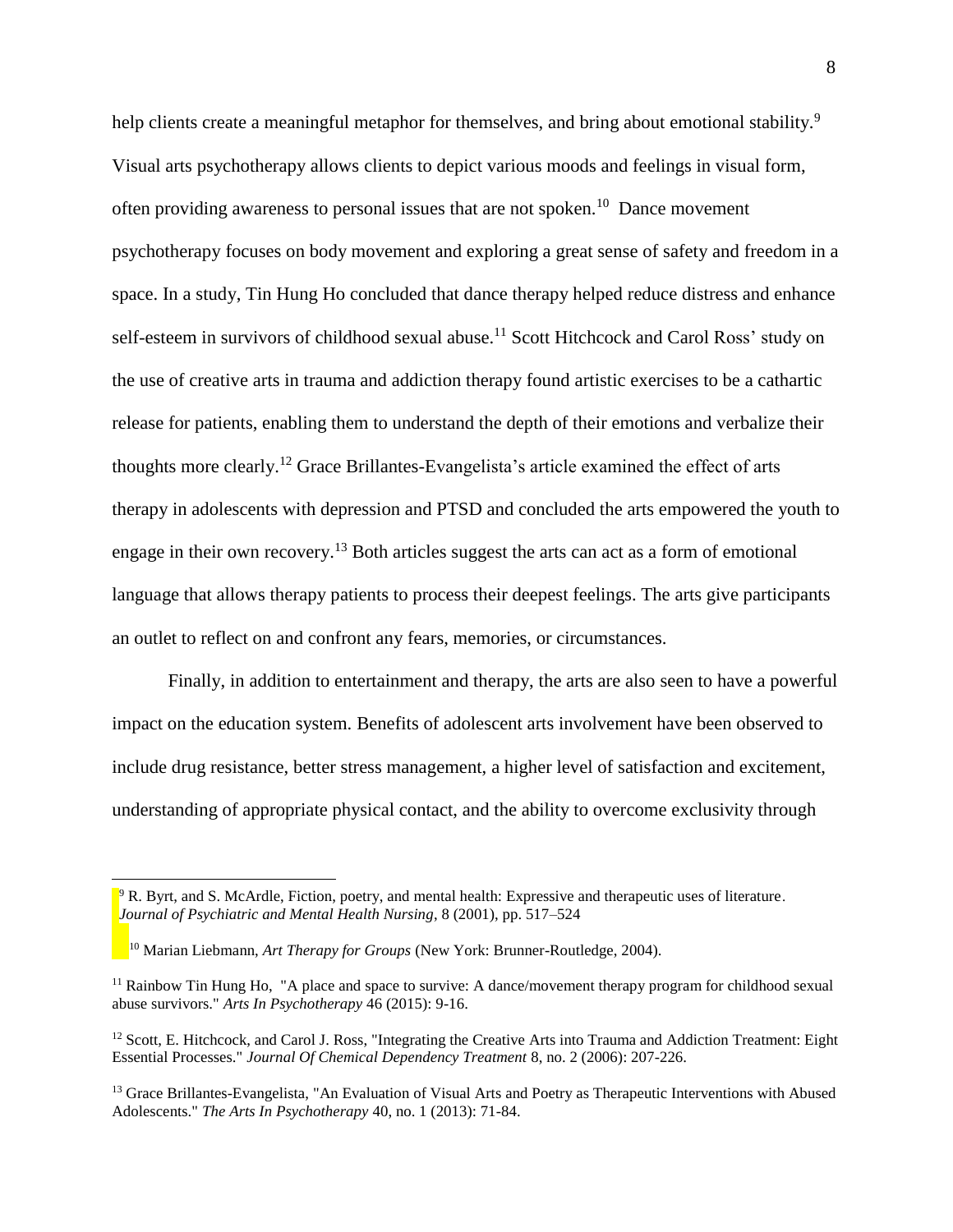help clients create a meaningful metaphor for themselves, and bring about emotional stability.[9] Visual arts psychotherapy allows clients to depict various moods and feelings in visual form, often providing awareness to personal issues that are not spoken.[10] Dance movement psychotherapy focuses on body movement and exploring a great sense of safety and freedom in a space. In a study, Tin Hung Ho concluded that dance therapy helped reduce distress and enhance self-esteem in survivors of childhood sexual abuse.[11] Scott Hitchcock and Carol Ross' study on the use of creative arts in trauma and addiction therapy found artistic exercises to be a cathartic release for patients, enabling them to understand the depth of their emotions and verbalize their thoughts more clearly.[12] Grace Brillantes-Evangelista's article examined the effect of arts therapy in adolescents with depression and PTSD and concluded the arts empowered the youth to engage in their own recovery.[13] Both articles suggest the arts can act as a form of emotional language that allows therapy patients to process their deepest feelings. The arts give participants an outlet to reflect on and confront any fears, memories, or circumstances.

Finally, in addition to entertainment and therapy, the arts are also seen to have a powerful impact on the education system. Benefits of adolescent arts involvement have been observed to include drug resistance, better stress management, a higher level of satisfaction and excitement, understanding of appropriate physical contact, and the ability to overcome exclusivity through

---

[9] R. Byrt, and S. McArdle, Fiction, poetry, and mental health: Expressive and therapeutic uses of literature. *Journal of Psychiatric and Mental Health Nursing*, 8 (2001), pp. 517–524

[10] Marian Liebmann, *Art Therapy for Groups* (New York: Brunner-Routledge, 2004).

[11] Rainbow Tin Hung Ho, "A place and space to survive: A dance/movement therapy program for childhood sexual abuse survivors." *Arts In Psychotherapy* 46 (2015): 9-16.

[12] Scott, E. Hitchcock, and Carol J. Ross, "Integrating the Creative Arts into Trauma and Addiction Treatment: Eight Essential Processes." *Journal Of Chemical Dependency Treatment* 8, no. 2 (2006): 207-226.

[13] Grace Brillantes-Evangelista, "An Evaluation of Visual Arts and Poetry as Therapeutic Interventions with Abused Adolescents." *The Arts In Psychotherapy* 40, no. 1 (2013): 71-84.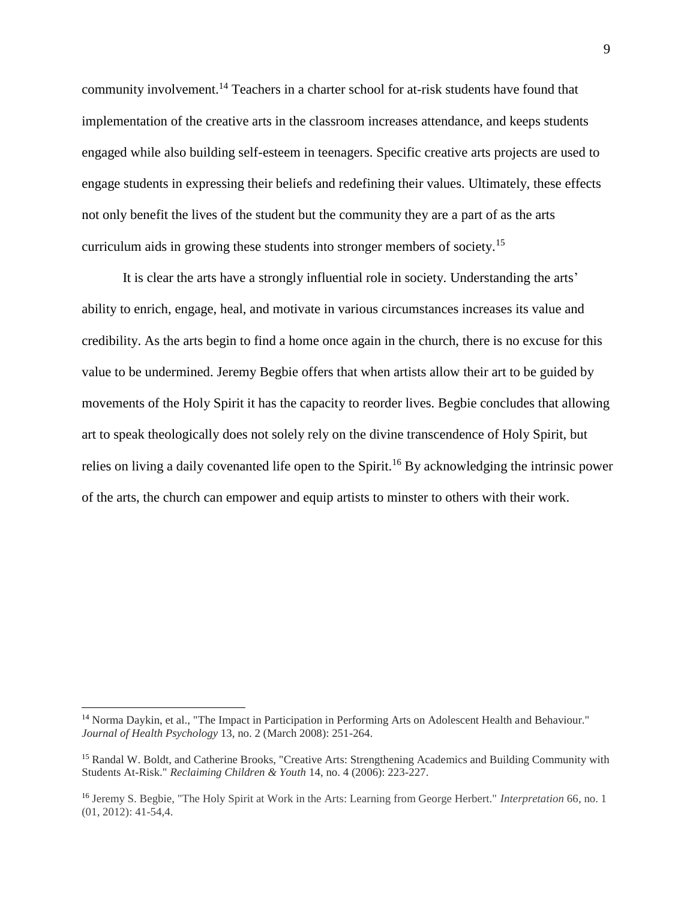community involvement.[14] Teachers in a charter school for at-risk students have found that implementation of the creative arts in the classroom increases attendance, and keeps students engaged while also building self-esteem in teenagers. Specific creative arts projects are used to engage students in expressing their beliefs and redefining their values. Ultimately, these effects not only benefit the lives of the student but the community they are a part of as the arts curriculum aids in growing these students into stronger members of society.[15]

It is clear the arts have a strongly influential role in society. Understanding the arts' ability to enrich, engage, heal, and motivate in various circumstances increases its value and credibility. As the arts begin to find a home once again in the church, there is no excuse for this value to be undermined. Jeremy Begbie offers that when artists allow their art to be guided by movements of the Holy Spirit it has the capacity to reorder lives. Begbie concludes that allowing art to speak theologically does not solely rely on the divine transcendence of Holy Spirit, but relies on living a daily covenanted life open to the Spirit.[16] By acknowledging the intrinsic power of the arts, the church can empower and equip artists to minster to others with their work.

---

[14] Norma Daykin, et al., "The Impact in Participation in Performing Arts on Adolescent Health and Behaviour." *Journal of Health Psychology* 13, no. 2 (March 2008): 251-264.

[15] Randal W. Boldt, and Catherine Brooks, "Creative Arts: Strengthening Academics and Building Community with Students At-Risk." *Reclaiming Children & Youth* 14, no. 4 (2006): 223-227.

[16] Jeremy S. Begbie, "The Holy Spirit at Work in the Arts: Learning from George Herbert." *Interpretation* 66, no. 1 (01, 2012): 41-54,4.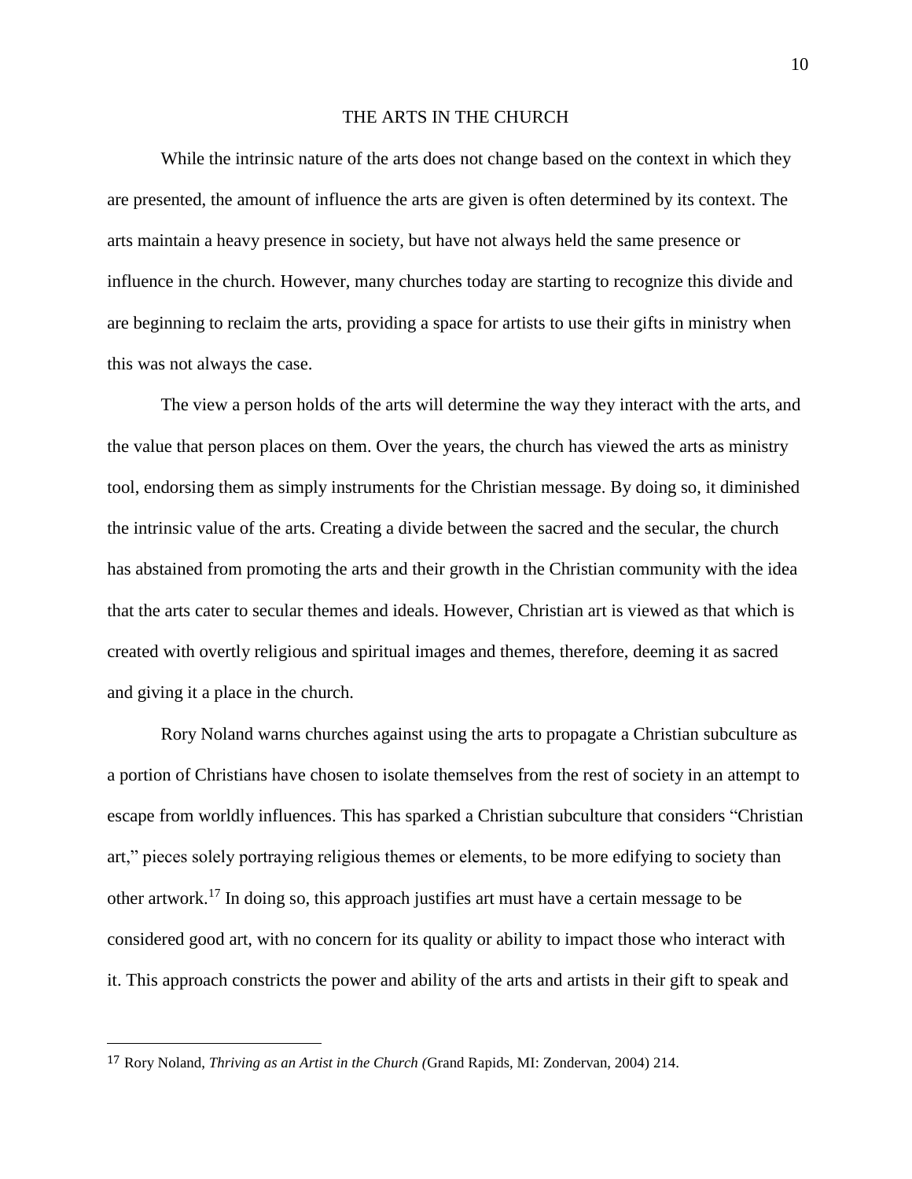## THE ARTS IN THE CHURCH

While the intrinsic nature of the arts does not change based on the context in which they are presented, the amount of influence the arts are given is often determined by its context. The arts maintain a heavy presence in society, but have not always held the same presence or influence in the church. However, many churches today are starting to recognize this divide and are beginning to reclaim the arts, providing a space for artists to use their gifts in ministry when this was not always the case.

The view a person holds of the arts will determine the way they interact with the arts, and the value that person places on them. Over the years, the church has viewed the arts as ministry tool, endorsing them as simply instruments for the Christian message. By doing so, it diminished the intrinsic value of the arts. Creating a divide between the sacred and the secular, the church has abstained from promoting the arts and their growth in the Christian community with the idea that the arts cater to secular themes and ideals. However, Christian art is viewed as that which is created with overtly religious and spiritual images and themes, therefore, deeming it as sacred and giving it a place in the church.

Rory Noland warns churches against using the arts to propagate a Christian subculture as a portion of Christians have chosen to isolate themselves from the rest of society in an attempt to escape from worldly influences. This has sparked a Christian subculture that considers "Christian art," pieces solely portraying religious themes or elements, to be more edifying to society than other artwork.[17] In doing so, this approach justifies art must have a certain message to be considered good art, with no concern for its quality or ability to impact those who interact with it. This approach constricts the power and ability of the arts and artists in their gift to speak and

---

[17] Rory Noland, *Thriving as an Artist in the Church (*Grand Rapids, MI: Zondervan, 2004) 214.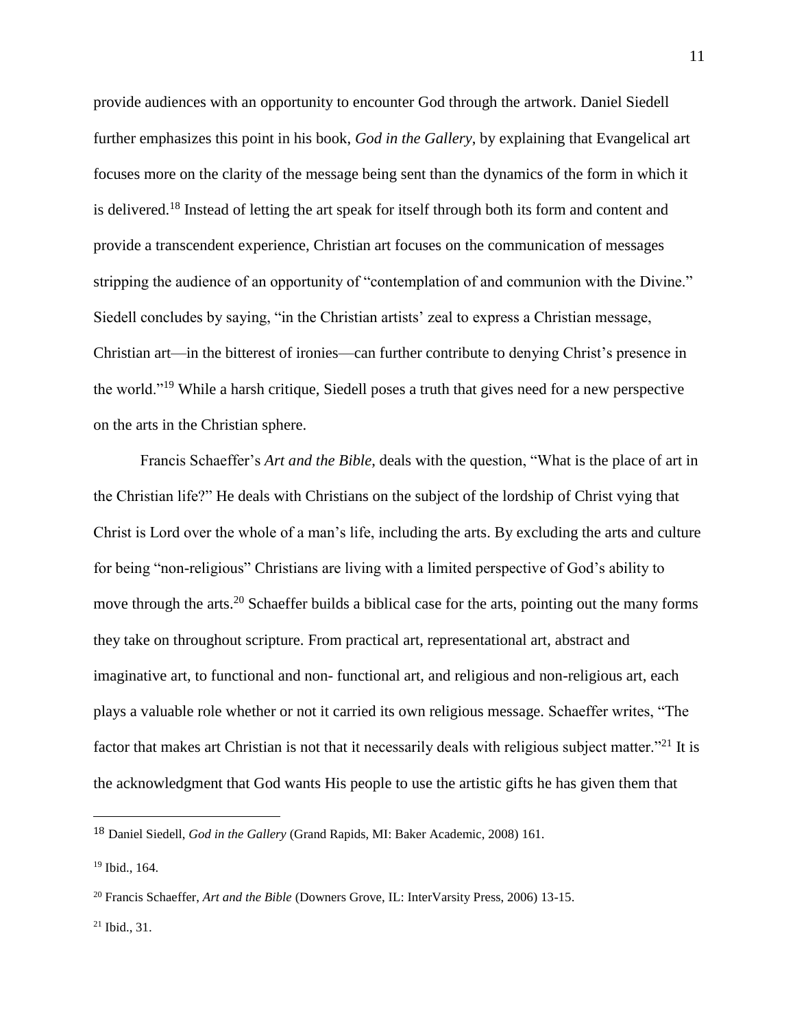provide audiences with an opportunity to encounter God through the artwork. Daniel Siedell further emphasizes this point in his book, *God in the Gallery*, by explaining that Evangelical art focuses more on the clarity of the message being sent than the dynamics of the form in which it is delivered.[18] Instead of letting the art speak for itself through both its form and content and provide a transcendent experience, Christian art focuses on the communication of messages stripping the audience of an opportunity of "contemplation of and communion with the Divine." Siedell concludes by saying, "in the Christian artists' zeal to express a Christian message, Christian art—in the bitterest of ironies—can further contribute to denying Christ's presence in the world."[19] While a harsh critique, Siedell poses a truth that gives need for a new perspective on the arts in the Christian sphere.

Francis Schaeffer's *Art and the Bible*, deals with the question, "What is the place of art in the Christian life?" He deals with Christians on the subject of the lordship of Christ vying that Christ is Lord over the whole of a man's life, including the arts. By excluding the arts and culture for being "non-religious" Christians are living with a limited perspective of God's ability to move through the arts.[20] Schaeffer builds a biblical case for the arts, pointing out the many forms they take on throughout scripture. From practical art, representational art, abstract and imaginative art, to functional and non- functional art, and religious and non-religious art, each plays a valuable role whether or not it carried its own religious message. Schaeffer writes, "The factor that makes art Christian is not that it necessarily deals with religious subject matter."[21] It is the acknowledgment that God wants His people to use the artistic gifts he has given them that

---

[18] Daniel Siedell, *God in the Gallery* (Grand Rapids, MI: Baker Academic, 2008) 161.

[19] Ibid., 164.

[20] Francis Schaeffer, *Art and the Bible* (Downers Grove, IL: InterVarsity Press, 2006) 13-15.

[21] Ibid., 31.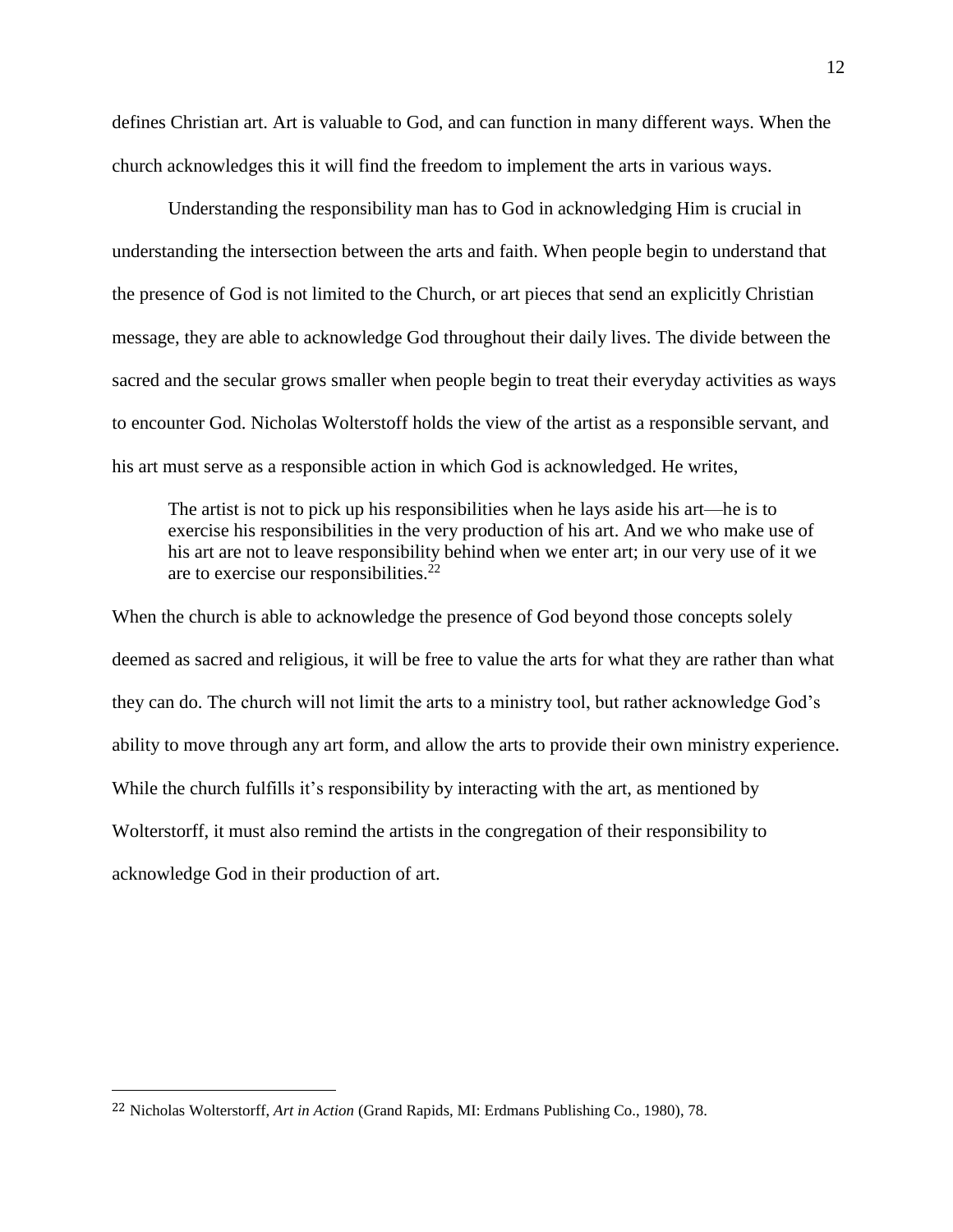defines Christian art. Art is valuable to God, and can function in many different ways. When the church acknowledges this it will find the freedom to implement the arts in various ways.

Understanding the responsibility man has to God in acknowledging Him is crucial in understanding the intersection between the arts and faith. When people begin to understand that the presence of God is not limited to the Church, or art pieces that send an explicitly Christian message, they are able to acknowledge God throughout their daily lives. The divide between the sacred and the secular grows smaller when people begin to treat their everyday activities as ways to encounter God. Nicholas Wolterstoff holds the view of the artist as a responsible servant, and his art must serve as a responsible action in which God is acknowledged. He writes,

> The artist is not to pick up his responsibilities when he lays aside his art—he is to exercise his responsibilities in the very production of his art. And we who make use of his art are not to leave responsibility behind when we enter art; in our very use of it we are to exercise our responsibilities.[22]

When the church is able to acknowledge the presence of God beyond those concepts solely deemed as sacred and religious, it will be free to value the arts for what they are rather than what they can do. The church will not limit the arts to a ministry tool, but rather acknowledge God's ability to move through any art form, and allow the arts to provide their own ministry experience. While the church fulfills it's responsibility by interacting with the art, as mentioned by Wolterstorff, it must also remind the artists in the congregation of their responsibility to acknowledge God in their production of art.

---

[22] Nicholas Wolterstorff, *Art in Action* (Grand Rapids, MI: Erdmans Publishing Co., 1980), 78.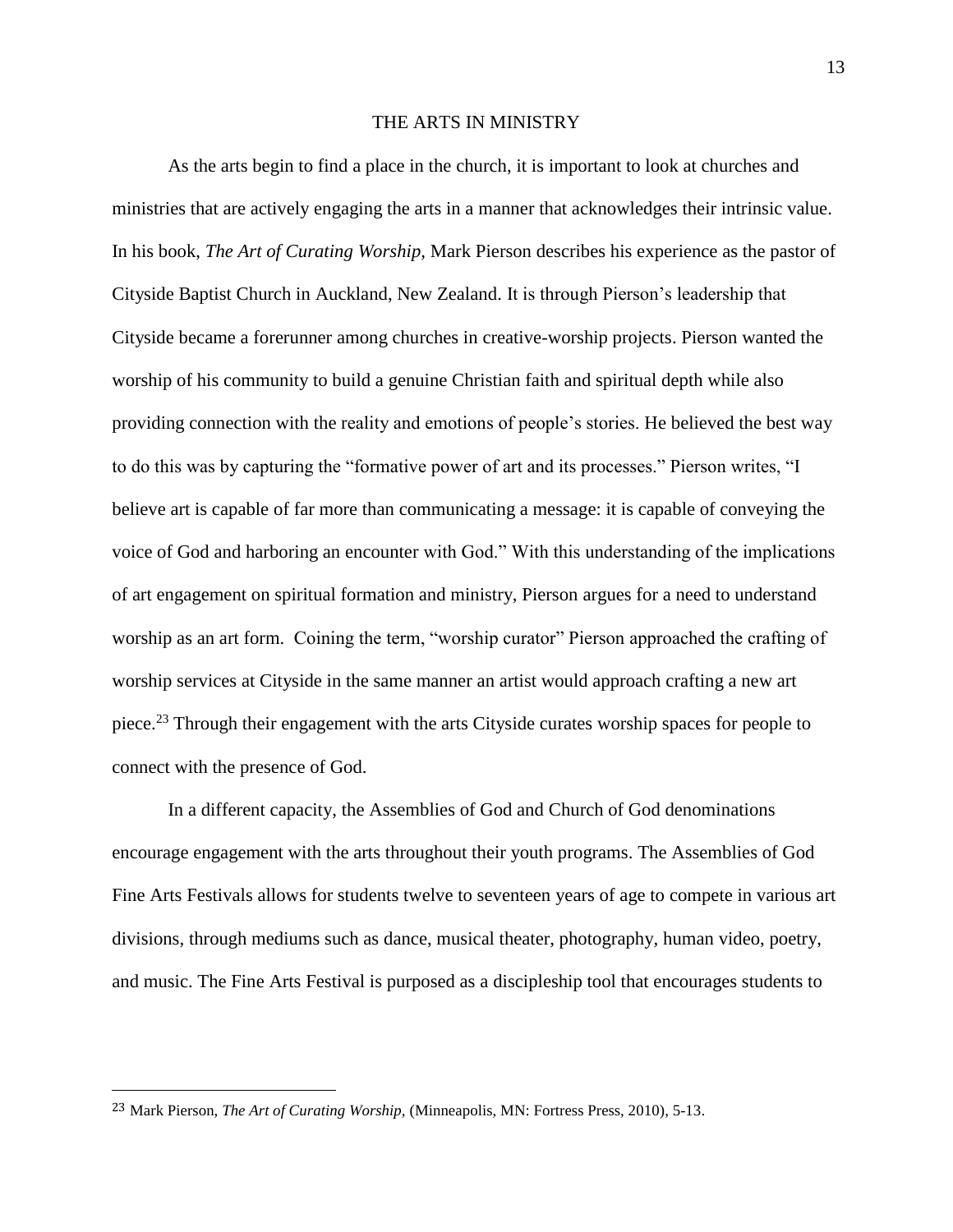## THE ARTS IN MINISTRY

As the arts begin to find a place in the church, it is important to look at churches and ministries that are actively engaging the arts in a manner that acknowledges their intrinsic value. In his book, *The Art of Curating Worship,* Mark Pierson describes his experience as the pastor of Cityside Baptist Church in Auckland, New Zealand. It is through Pierson's leadership that Cityside became a forerunner among churches in creative-worship projects. Pierson wanted the worship of his community to build a genuine Christian faith and spiritual depth while also providing connection with the reality and emotions of people's stories. He believed the best way to do this was by capturing the "formative power of art and its processes." Pierson writes, "I believe art is capable of far more than communicating a message: it is capable of conveying the voice of God and harboring an encounter with God." With this understanding of the implications of art engagement on spiritual formation and ministry, Pierson argues for a need to understand worship as an art form. Coining the term, "worship curator" Pierson approached the crafting of worship services at Cityside in the same manner an artist would approach crafting a new art piece.[23] Through their engagement with the arts Cityside curates worship spaces for people to connect with the presence of God.

In a different capacity, the Assemblies of God and Church of God denominations encourage engagement with the arts throughout their youth programs. The Assemblies of God Fine Arts Festivals allows for students twelve to seventeen years of age to compete in various art divisions, through mediums such as dance, musical theater, photography, human video, poetry, and music. The Fine Arts Festival is purposed as a discipleship tool that encourages students to

---

[23] Mark Pierson, *The Art of Curating Worship,* (Minneapolis, MN: Fortress Press, 2010), 5-13.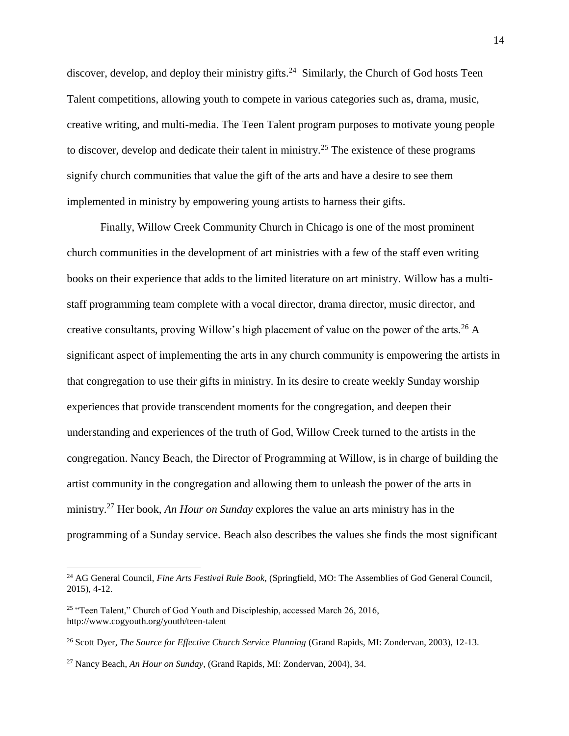discover, develop, and deploy their ministry gifts.[24] Similarly, the Church of God hosts Teen Talent competitions, allowing youth to compete in various categories such as, drama, music, creative writing, and multi-media. The Teen Talent program purposes to motivate young people to discover, develop and dedicate their talent in ministry.[25] The existence of these programs signify church communities that value the gift of the arts and have a desire to see them implemented in ministry by empowering young artists to harness their gifts.

Finally, Willow Creek Community Church in Chicago is one of the most prominent church communities in the development of art ministries with a few of the staff even writing books on their experience that adds to the limited literature on art ministry. Willow has a multi-staff programming team complete with a vocal director, drama director, music director, and creative consultants, proving Willow's high placement of value on the power of the arts.[26] A significant aspect of implementing the arts in any church community is empowering the artists in that congregation to use their gifts in ministry. In its desire to create weekly Sunday worship experiences that provide transcendent moments for the congregation, and deepen their understanding and experiences of the truth of God, Willow Creek turned to the artists in the congregation. Nancy Beach, the Director of Programming at Willow, is in charge of building the artist community in the congregation and allowing them to unleash the power of the arts in ministry.[27] Her book, *An Hour on Sunday* explores the value an arts ministry has in the programming of a Sunday service. Beach also describes the values she finds the most significant

---

[24] AG General Council, *Fine Arts Festival Rule Book,* (Springfield, MO: The Assemblies of God General Council, 2015), 4-12.

[25] "Teen Talent," Church of God Youth and Discipleship, accessed March 26, 2016, http://www.cogyouth.org/youth/teen-talent

[26] Scott Dyer, *The Source for Effective Church Service Planning* (Grand Rapids, MI: Zondervan, 2003), 12-13.

[27] Nancy Beach, *An Hour on Sunday,* (Grand Rapids, MI: Zondervan, 2004), 34.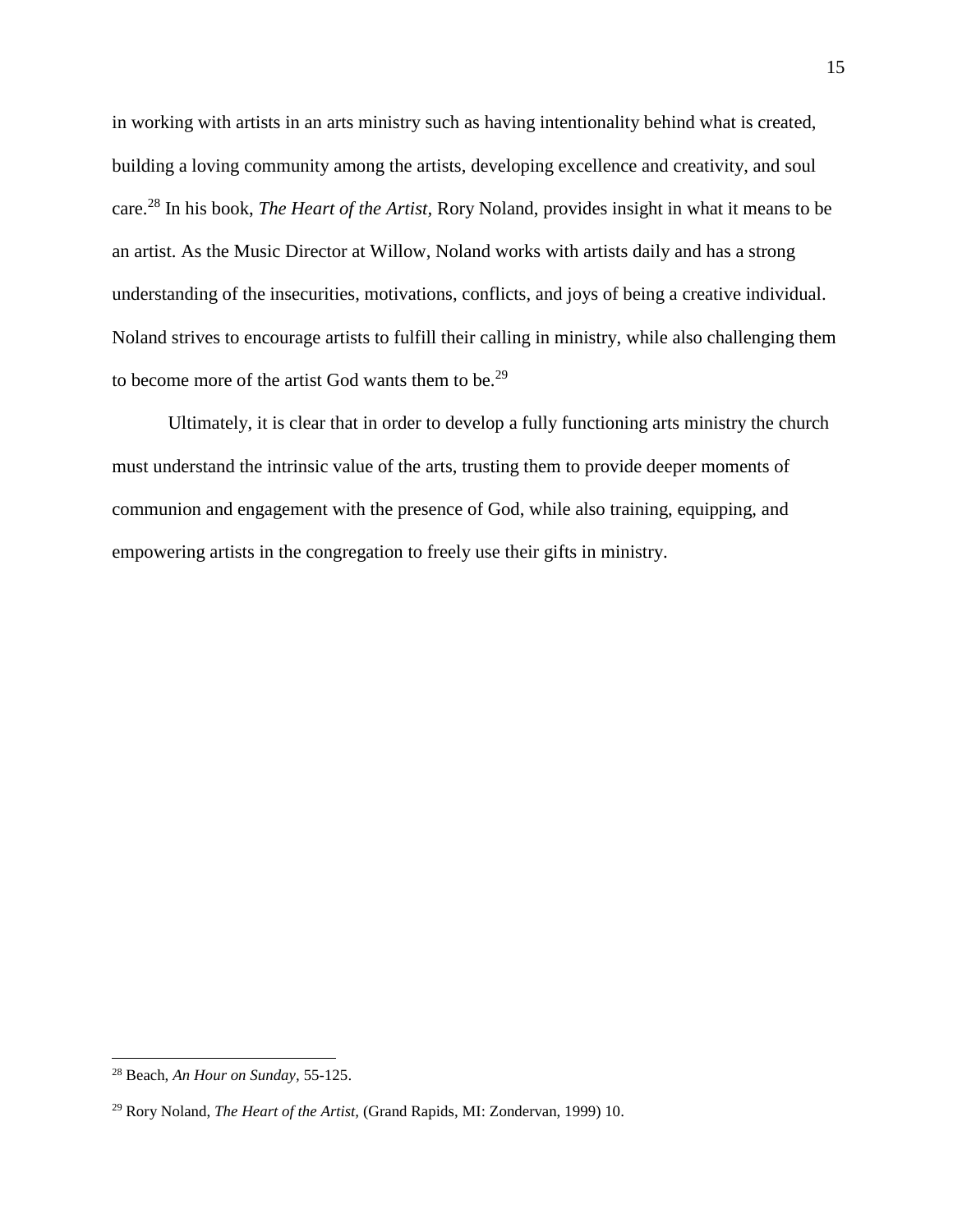in working with artists in an arts ministry such as having intentionality behind what is created, building a loving community among the artists, developing excellence and creativity, and soul care.[28] In his book, *The Heart of the Artist,* Rory Noland, provides insight in what it means to be an artist. As the Music Director at Willow, Noland works with artists daily and has a strong understanding of the insecurities, motivations, conflicts, and joys of being a creative individual. Noland strives to encourage artists to fulfill their calling in ministry, while also challenging them to become more of the artist God wants them to be.[29]

Ultimately, it is clear that in order to develop a fully functioning arts ministry the church must understand the intrinsic value of the arts, trusting them to provide deeper moments of communion and engagement with the presence of God, while also training, equipping, and empowering artists in the congregation to freely use their gifts in ministry.

---

[28] Beach, *An Hour on Sunday*, 55-125.

[29] Rory Noland, *The Heart of the Artist,* (Grand Rapids, MI: Zondervan, 1999) 10.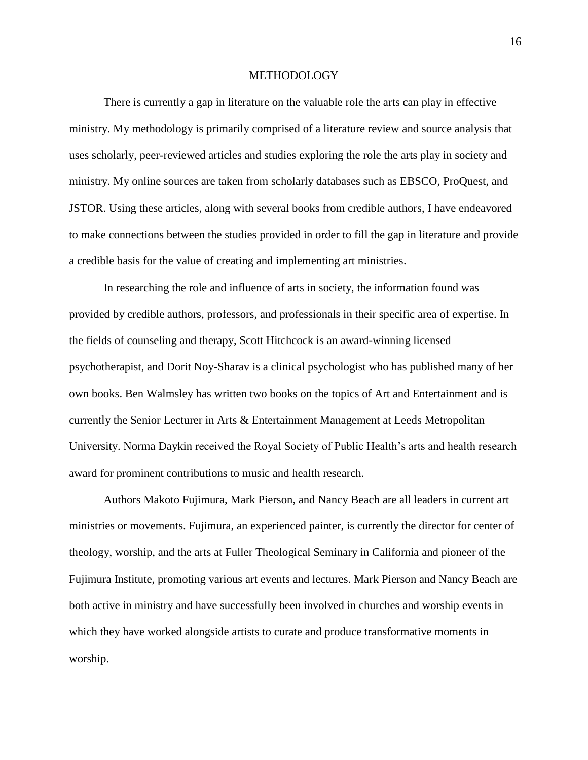# METHODOLOGY

There is currently a gap in literature on the valuable role the arts can play in effective ministry. My methodology is primarily comprised of a literature review and source analysis that uses scholarly, peer-reviewed articles and studies exploring the role the arts play in society and ministry. My online sources are taken from scholarly databases such as EBSCO, ProQuest, and JSTOR. Using these articles, along with several books from credible authors, I have endeavored to make connections between the studies provided in order to fill the gap in literature and provide a credible basis for the value of creating and implementing art ministries.

In researching the role and influence of arts in society, the information found was provided by credible authors, professors, and professionals in their specific area of expertise. In the fields of counseling and therapy, Scott Hitchcock is an award-winning licensed psychotherapist, and Dorit Noy-Sharav is a clinical psychologist who has published many of her own books. Ben Walmsley has written two books on the topics of Art and Entertainment and is currently the Senior Lecturer in Arts & Entertainment Management at Leeds Metropolitan University. Norma Daykin received the Royal Society of Public Health's arts and health research award for prominent contributions to music and health research.

Authors Makoto Fujimura, Mark Pierson, and Nancy Beach are all leaders in current art ministries or movements. Fujimura, an experienced painter, is currently the director for center of theology, worship, and the arts at Fuller Theological Seminary in California and pioneer of the Fujimura Institute, promoting various art events and lectures. Mark Pierson and Nancy Beach are both active in ministry and have successfully been involved in churches and worship events in which they have worked alongside artists to curate and produce transformative moments in worship.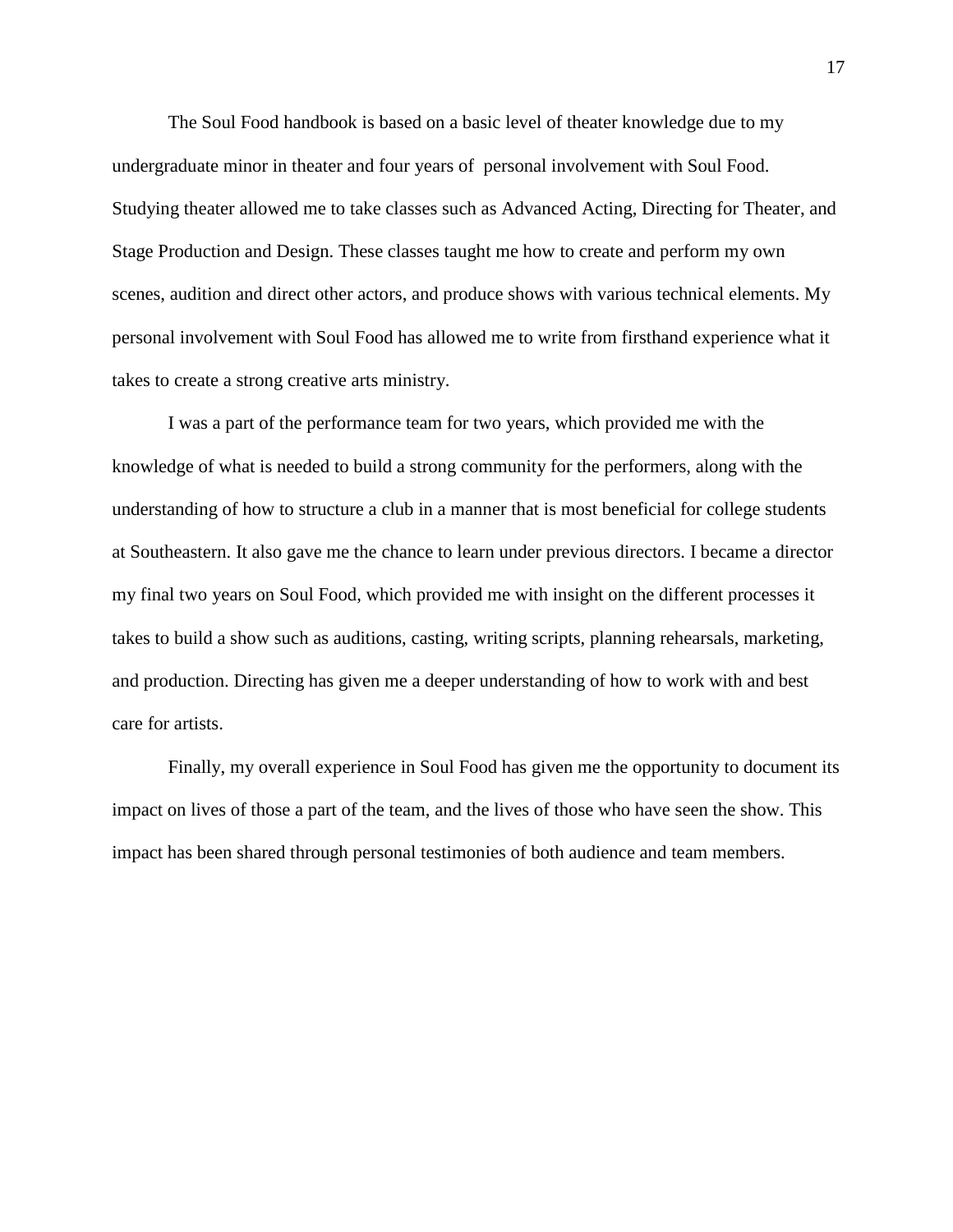The Soul Food handbook is based on a basic level of theater knowledge due to my undergraduate minor in theater and four years of personal involvement with Soul Food. Studying theater allowed me to take classes such as Advanced Acting, Directing for Theater, and Stage Production and Design. These classes taught me how to create and perform my own scenes, audition and direct other actors, and produce shows with various technical elements. My personal involvement with Soul Food has allowed me to write from firsthand experience what it takes to create a strong creative arts ministry.

I was a part of the performance team for two years, which provided me with the knowledge of what is needed to build a strong community for the performers, along with the understanding of how to structure a club in a manner that is most beneficial for college students at Southeastern. It also gave me the chance to learn under previous directors. I became a director my final two years on Soul Food, which provided me with insight on the different processes it takes to build a show such as auditions, casting, writing scripts, planning rehearsals, marketing, and production. Directing has given me a deeper understanding of how to work with and best care for artists.

Finally, my overall experience in Soul Food has given me the opportunity to document its impact on lives of those a part of the team, and the lives of those who have seen the show. This impact has been shared through personal testimonies of both audience and team members.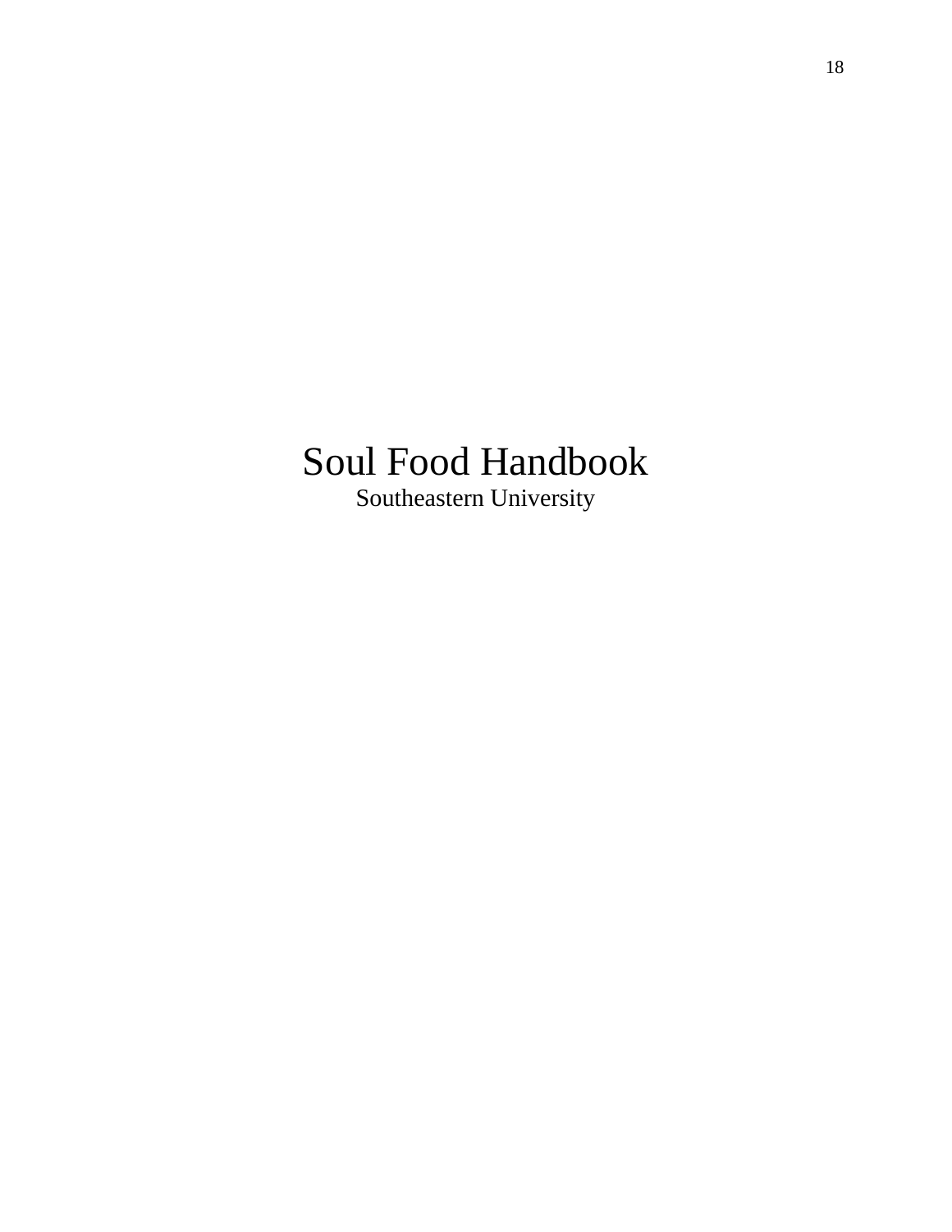# Soul Food Handbook

Southeastern University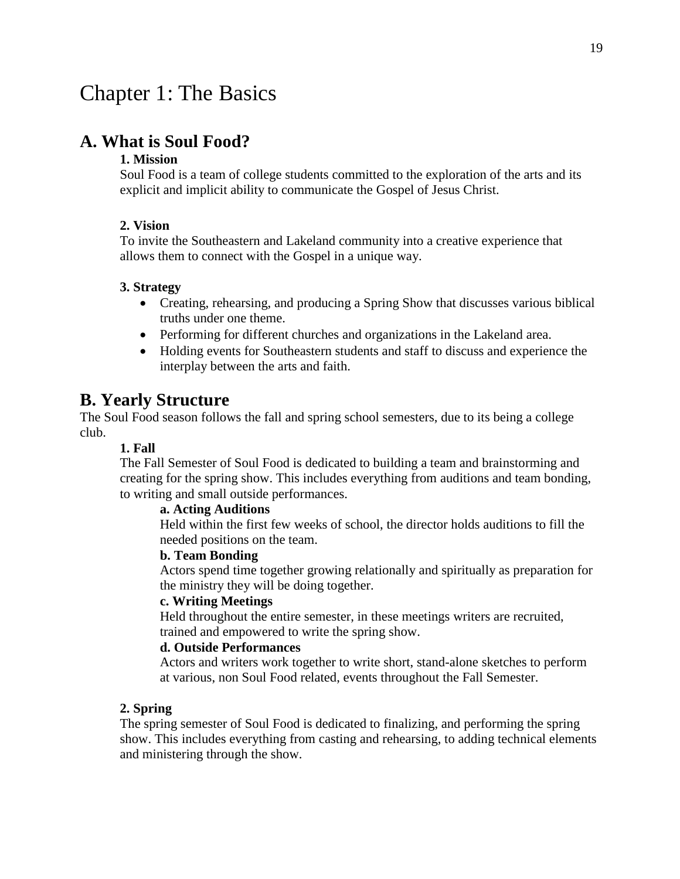# Chapter 1: The Basics

## A. What is Soul Food?

### 1. Mission

Soul Food is a team of college students committed to the exploration of the arts and its explicit and implicit ability to communicate the Gospel of Jesus Christ.

### 2. Vision

To invite the Southeastern and Lakeland community into a creative experience that allows them to connect with the Gospel in a unique way.

### 3. Strategy

- Creating, rehearsing, and producing a Spring Show that discusses various biblical truths under one theme.
- Performing for different churches and organizations in the Lakeland area.
- Holding events for Southeastern students and staff to discuss and experience the interplay between the arts and faith.

## B. Yearly Structure

The Soul Food season follows the fall and spring school semesters, due to its being a college club.

### 1. Fall

The Fall Semester of Soul Food is dedicated to building a team and brainstorming and creating for the spring show. This includes everything from auditions and team bonding, to writing and small outside performances.

#### a. Acting Auditions

Held within the first few weeks of school, the director holds auditions to fill the needed positions on the team.

#### b. Team Bonding

Actors spend time together growing relationally and spiritually as preparation for the ministry they will be doing together.

#### c. Writing Meetings

Held throughout the entire semester, in these meetings writers are recruited, trained and empowered to write the spring show.

#### d. Outside Performances

Actors and writers work together to write short, stand-alone sketches to perform at various, non Soul Food related, events throughout the Fall Semester.

### 2. Spring

The spring semester of Soul Food is dedicated to finalizing, and performing the spring show. This includes everything from casting and rehearsing, to adding technical elements and ministering through the show.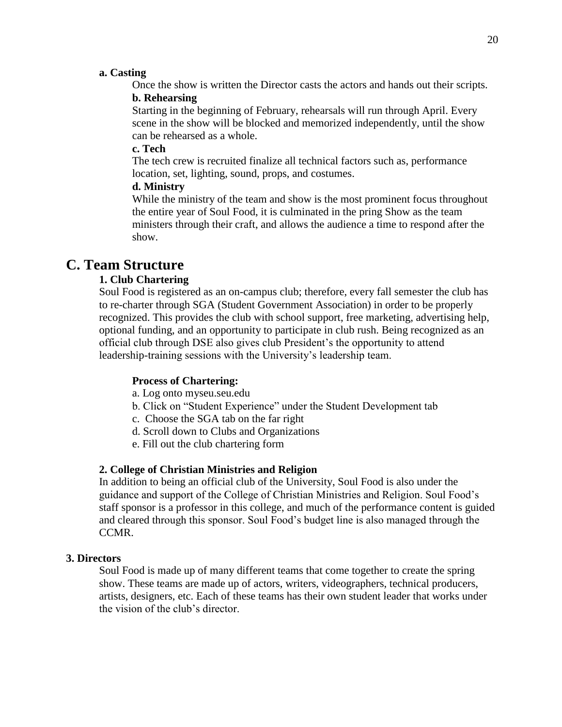**a. Casting**

Once the show is written the Director casts the actors and hands out their scripts.

**b. Rehearsing**

Starting in the beginning of February, rehearsals will run through April. Every scene in the show will be blocked and memorized independently, until the show can be rehearsed as a whole.

**c. Tech**

The tech crew is recruited finalize all technical factors such as, performance location, set, lighting, sound, props, and costumes.

**d. Ministry**

While the ministry of the team and show is the most prominent focus throughout the entire year of Soul Food, it is culminated in the pring Show as the team ministers through their craft, and allows the audience a time to respond after the show.

# C. Team Structure

**1. Club Chartering**

Soul Food is registered as an on-campus club; therefore, every fall semester the club has to re-charter through SGA (Student Government Association) in order to be properly recognized. This provides the club with school support, free marketing, advertising help, optional funding, and an opportunity to participate in club rush. Being recognized as an official club through DSE also gives club President's the opportunity to attend leadership-training sessions with the University's leadership team.

**Process of Chartering:**

a. Log onto myseu.seu.edu
b. Click on "Student Experience" under the Student Development tab
c. Choose the SGA tab on the far right
d. Scroll down to Clubs and Organizations
e. Fill out the club chartering form

**2. College of Christian Ministries and Religion**

In addition to being an official club of the University, Soul Food is also under the guidance and support of the College of Christian Ministries and Religion. Soul Food's staff sponsor is a professor in this college, and much of the performance content is guided and cleared through this sponsor. Soul Food's budget line is also managed through the CCMR.

**3. Directors**

Soul Food is made up of many different teams that come together to create the spring show. These teams are made up of actors, writers, videographers, technical producers, artists, designers, etc. Each of these teams has their own student leader that works under the vision of the club's director.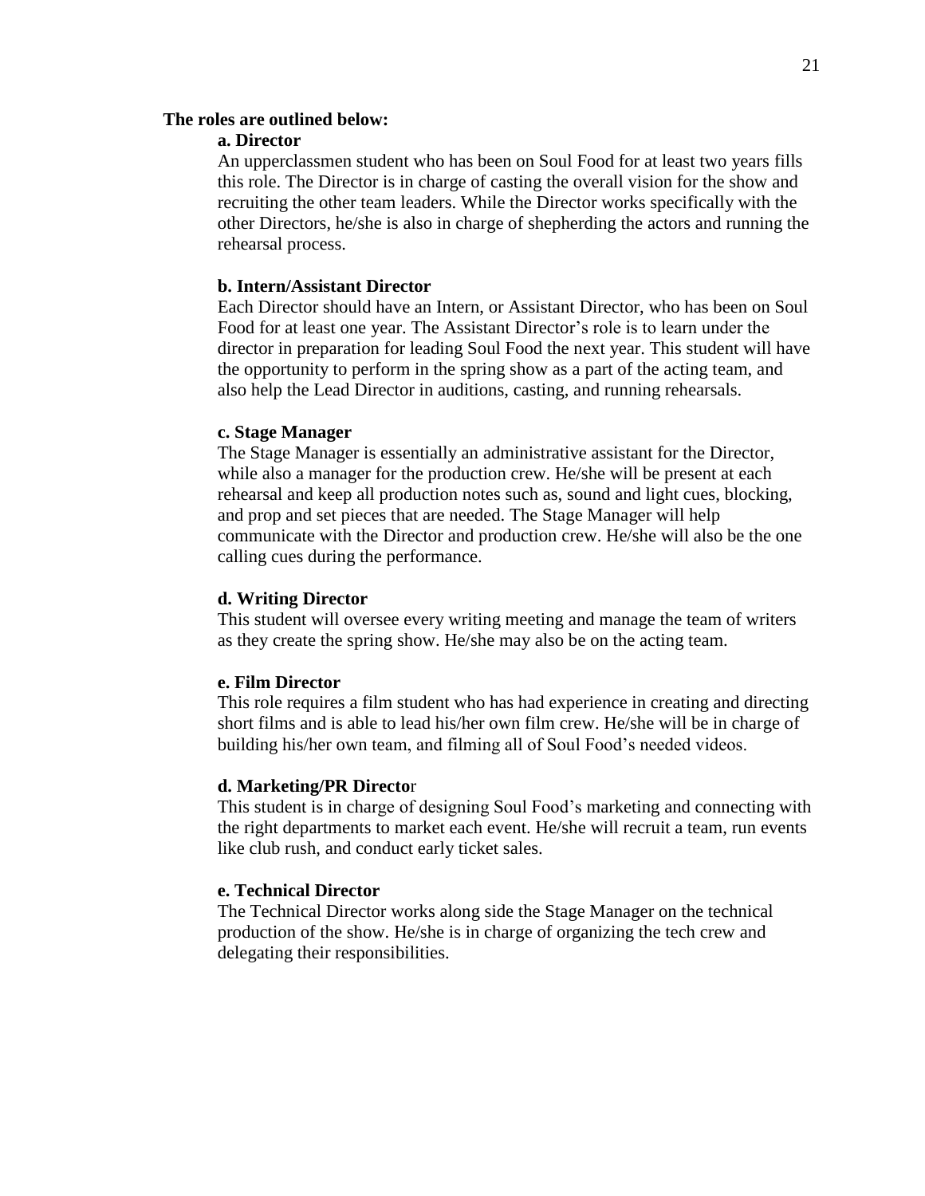**The roles are outlined below:**

**a. Director**

An upperclassmen student who has been on Soul Food for at least two years fills this role. The Director is in charge of casting the overall vision for the show and recruiting the other team leaders. While the Director works specifically with the other Directors, he/she is also in charge of shepherding the actors and running the rehearsal process.

**b. Intern/Assistant Director**

Each Director should have an Intern, or Assistant Director, who has been on Soul Food for at least one year. The Assistant Director's role is to learn under the director in preparation for leading Soul Food the next year. This student will have the opportunity to perform in the spring show as a part of the acting team, and also help the Lead Director in auditions, casting, and running rehearsals.

**c. Stage Manager**

The Stage Manager is essentially an administrative assistant for the Director, while also a manager for the production crew. He/she will be present at each rehearsal and keep all production notes such as, sound and light cues, blocking, and prop and set pieces that are needed. The Stage Manager will help communicate with the Director and production crew. He/she will also be the one calling cues during the performance.

**d. Writing Director**

This student will oversee every writing meeting and manage the team of writers as they create the spring show. He/she may also be on the acting team.

**e. Film Director**

This role requires a film student who has had experience in creating and directing short films and is able to lead his/her own film crew. He/she will be in charge of building his/her own team, and filming all of Soul Food's needed videos.

**d. Marketing/PR Director**

This student is in charge of designing Soul Food's marketing and connecting with the right departments to market each event. He/she will recruit a team, run events like club rush, and conduct early ticket sales.

**e. Technical Director**

The Technical Director works along side the Stage Manager on the technical production of the show. He/she is in charge of organizing the tech crew and delegating their responsibilities.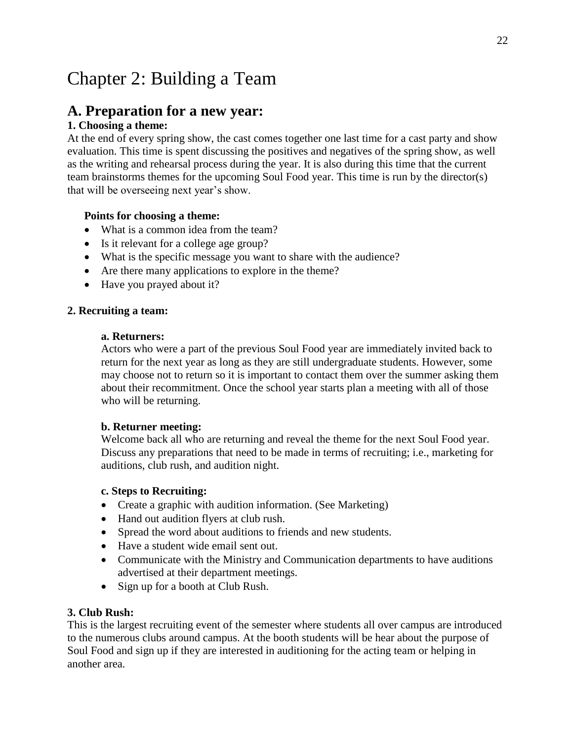# Chapter 2: Building a Team

## A. Preparation for a new year:

### 1. Choosing a theme:

At the end of every spring show, the cast comes together one last time for a cast party and show evaluation. This time is spent discussing the positives and negatives of the spring show, as well as the writing and rehearsal process during the year. It is also during this time that the current team brainstorms themes for the upcoming Soul Food year. This time is run by the director(s) that will be overseeing next year's show.

**Points for choosing a theme:**

- What is a common idea from the team?
- Is it relevant for a college age group?
- What is the specific message you want to share with the audience?
- Are there many applications to explore in the theme?
- Have you prayed about it?

### 2. Recruiting a team:

**a. Returners:**

Actors who were a part of the previous Soul Food year are immediately invited back to return for the next year as long as they are still undergraduate students. However, some may choose not to return so it is important to contact them over the summer asking them about their recommitment. Once the school year starts plan a meeting with all of those who will be returning.

**b. Returner meeting:**

Welcome back all who are returning and reveal the theme for the next Soul Food year. Discuss any preparations that need to be made in terms of recruiting; i.e., marketing for auditions, club rush, and audition night.

**c. Steps to Recruiting:**

- Create a graphic with audition information. (See Marketing)
- Hand out audition flyers at club rush.
- Spread the word about auditions to friends and new students.
- Have a student wide email sent out.
- Communicate with the Ministry and Communication departments to have auditions advertised at their department meetings.
- Sign up for a booth at Club Rush.

### 3. Club Rush:

This is the largest recruiting event of the semester where students all over campus are introduced to the numerous clubs around campus. At the booth students will be hear about the purpose of Soul Food and sign up if they are interested in auditioning for the acting team or helping in another area.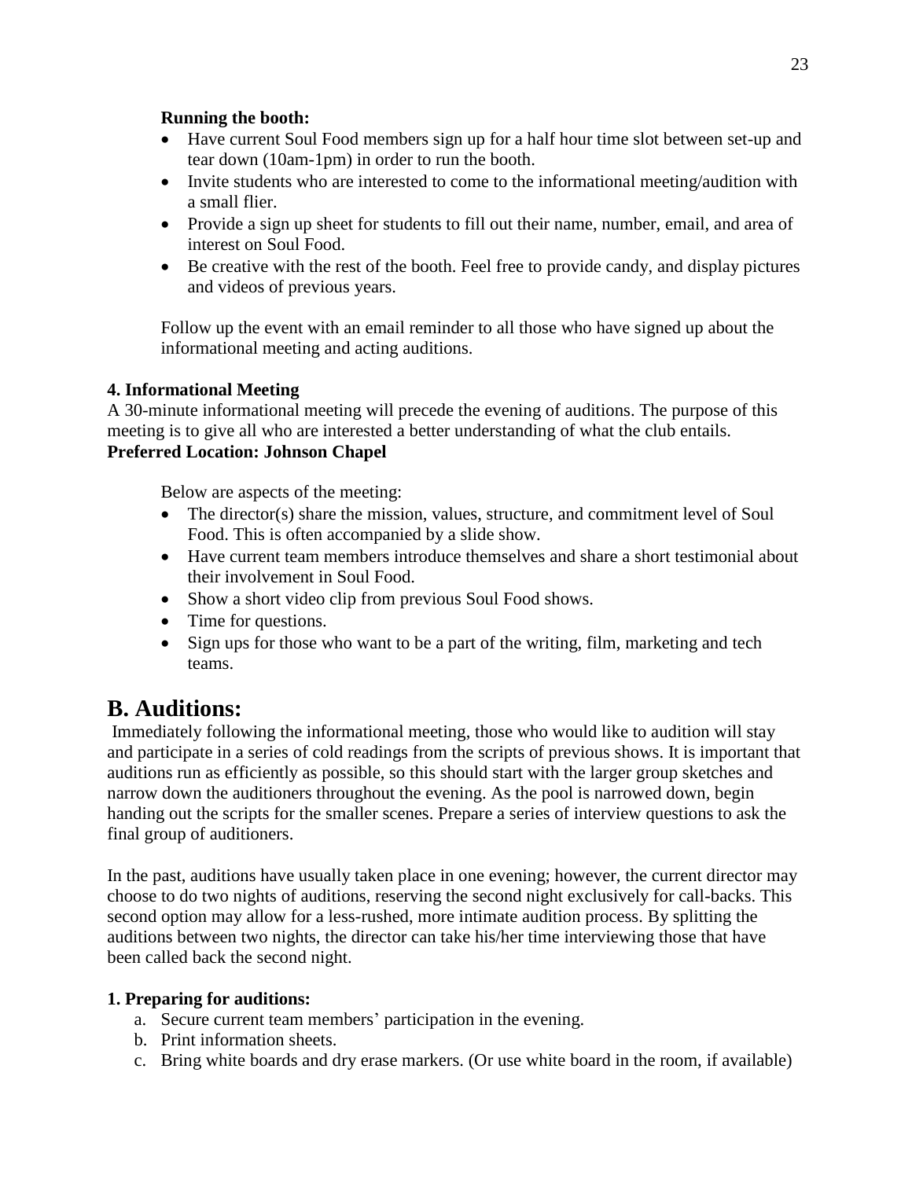**Running the booth:**

- Have current Soul Food members sign up for a half hour time slot between set-up and tear down (10am-1pm) in order to run the booth.
- Invite students who are interested to come to the informational meeting/audition with a small flier.
- Provide a sign up sheet for students to fill out their name, number, email, and area of interest on Soul Food.
- Be creative with the rest of the booth. Feel free to provide candy, and display pictures and videos of previous years.

Follow up the event with an email reminder to all those who have signed up about the informational meeting and acting auditions.

**4. Informational Meeting**

A 30-minute informational meeting will precede the evening of auditions. The purpose of this meeting is to give all who are interested a better understanding of what the club entails.

**Preferred Location: Johnson Chapel**

Below are aspects of the meeting:

- The director(s) share the mission, values, structure, and commitment level of Soul Food. This is often accompanied by a slide show.
- Have current team members introduce themselves and share a short testimonial about their involvement in Soul Food.
- Show a short video clip from previous Soul Food shows.
- Time for questions.
- Sign ups for those who want to be a part of the writing, film, marketing and tech teams.

## B. Auditions:

Immediately following the informational meeting, those who would like to audition will stay and participate in a series of cold readings from the scripts of previous shows. It is important that auditions run as efficiently as possible, so this should start with the larger group sketches and narrow down the auditioners throughout the evening. As the pool is narrowed down, begin handing out the scripts for the smaller scenes. Prepare a series of interview questions to ask the final group of auditioners.

In the past, auditions have usually taken place in one evening; however, the current director may choose to do two nights of auditions, reserving the second night exclusively for call-backs. This second option may allow for a less-rushed, more intimate audition process. By splitting the auditions between two nights, the director can take his/her time interviewing those that have been called back the second night.

**1. Preparing for auditions:**

a. Secure current team members' participation in the evening.
b. Print information sheets.
c. Bring white boards and dry erase markers. (Or use white board in the room, if available)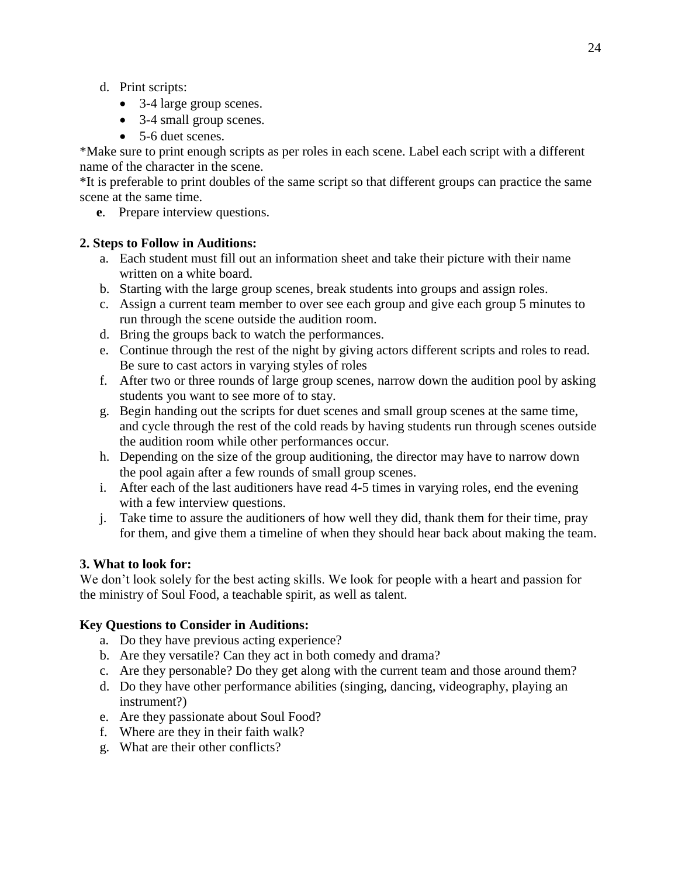d. Print scripts:
    - 3-4 large group scenes.
    - 3-4 small group scenes.
    - 5-6 duet scenes.

*Make sure to print enough scripts as per roles in each scene. Label each script with a different name of the character in the scene.
*It is preferable to print doubles of the same script so that different groups can practice the same scene at the same time.

**e**. Prepare interview questions.

**2. Steps to Follow in Auditions:**

a. Each student must fill out an information sheet and take their picture with their name written on a white board.
b. Starting with the large group scenes, break students into groups and assign roles.
c. Assign a current team member to over see each group and give each group 5 minutes to run through the scene outside the audition room.
d. Bring the groups back to watch the performances.
e. Continue through the rest of the night by giving actors different scripts and roles to read. Be sure to cast actors in varying styles of roles
f. After two or three rounds of large group scenes, narrow down the audition pool by asking students you want to see more of to stay.
g. Begin handing out the scripts for duet scenes and small group scenes at the same time, and cycle through the rest of the cold reads by having students run through scenes outside the audition room while other performances occur.
h. Depending on the size of the group auditioning, the director may have to narrow down the pool again after a few rounds of small group scenes.
i. After each of the last auditioners have read 4-5 times in varying roles, end the evening with a few interview questions.
j. Take time to assure the auditioners of how well they did, thank them for their time, pray for them, and give them a timeline of when they should hear back about making the team.

**3. What to look for:**

We don't look solely for the best acting skills. We look for people with a heart and passion for the ministry of Soul Food, a teachable spirit, as well as talent.

**Key Questions to Consider in Auditions:**

a. Do they have previous acting experience?
b. Are they versatile? Can they act in both comedy and drama?
c. Are they personable? Do they get along with the current team and those around them?
d. Do they have other performance abilities (singing, dancing, videography, playing an instrument?)
e. Are they passionate about Soul Food?
f. Where are they in their faith walk?
g. What are their other conflicts?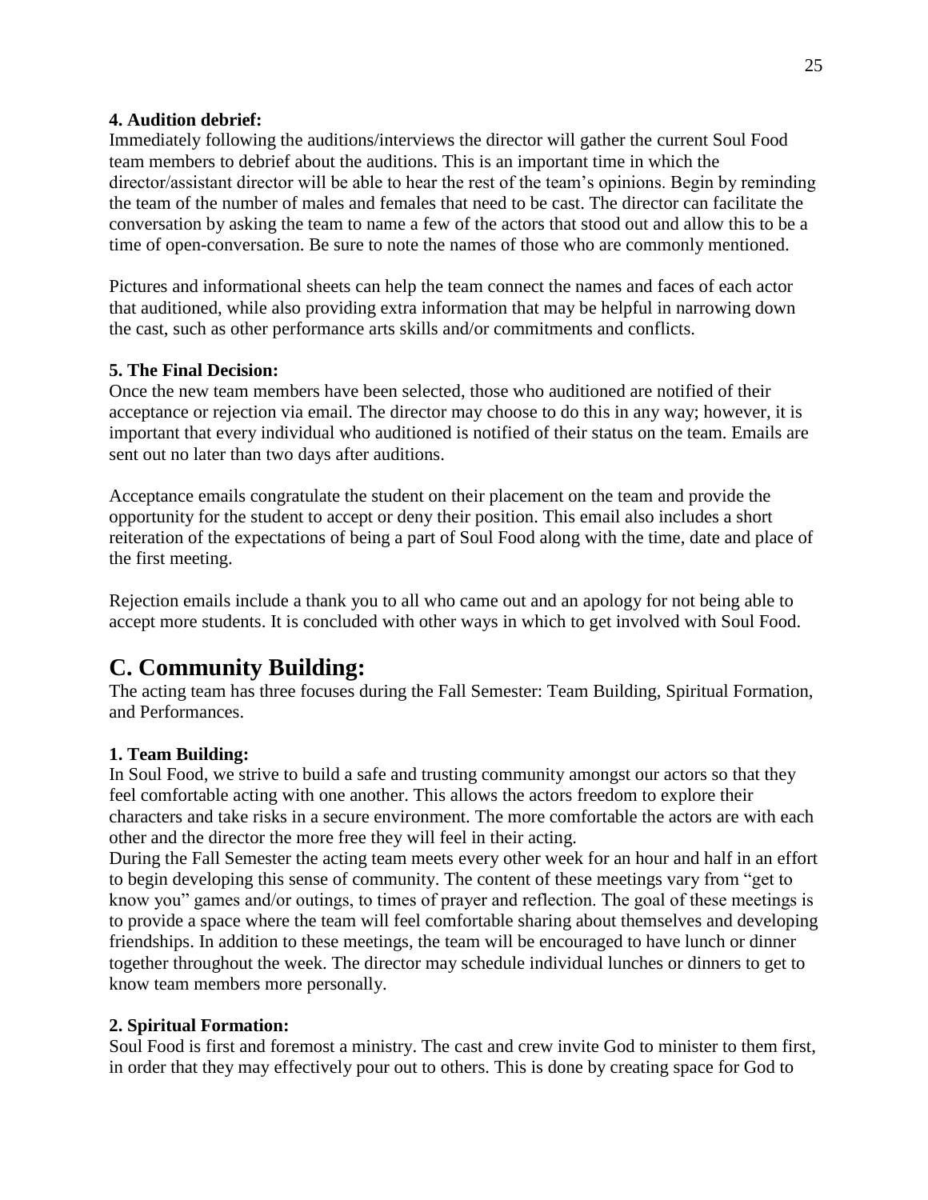**4. Audition debrief:**

Immediately following the auditions/interviews the director will gather the current Soul Food team members to debrief about the auditions. This is an important time in which the director/assistant director will be able to hear the rest of the team's opinions. Begin by reminding the team of the number of males and females that need to be cast. The director can facilitate the conversation by asking the team to name a few of the actors that stood out and allow this to be a time of open-conversation. Be sure to note the names of those who are commonly mentioned.

Pictures and informational sheets can help the team connect the names and faces of each actor that auditioned, while also providing extra information that may be helpful in narrowing down the cast, such as other performance arts skills and/or commitments and conflicts.

**5. The Final Decision:**

Once the new team members have been selected, those who auditioned are notified of their acceptance or rejection via email. The director may choose to do this in any way; however, it is important that every individual who auditioned is notified of their status on the team. Emails are sent out no later than two days after auditions.

Acceptance emails congratulate the student on their placement on the team and provide the opportunity for the student to accept or deny their position. This email also includes a short reiteration of the expectations of being a part of Soul Food along with the time, date and place of the first meeting.

Rejection emails include a thank you to all who came out and an apology for not being able to accept more students. It is concluded with other ways in which to get involved with Soul Food.

## C. Community Building:

The acting team has three focuses during the Fall Semester: Team Building, Spiritual Formation, and Performances.

**1. Team Building:**

In Soul Food, we strive to build a safe and trusting community amongst our actors so that they feel comfortable acting with one another. This allows the actors freedom to explore their characters and take risks in a secure environment. The more comfortable the actors are with each other and the director the more free they will feel in their acting.

During the Fall Semester the acting team meets every other week for an hour and half in an effort to begin developing this sense of community. The content of these meetings vary from "get to know you" games and/or outings, to times of prayer and reflection. The goal of these meetings is to provide a space where the team will feel comfortable sharing about themselves and developing friendships. In addition to these meetings, the team will be encouraged to have lunch or dinner together throughout the week. The director may schedule individual lunches or dinners to get to know team members more personally.

**2. Spiritual Formation:**

Soul Food is first and foremost a ministry. The cast and crew invite God to minister to them first, in order that they may effectively pour out to others. This is done by creating space for God to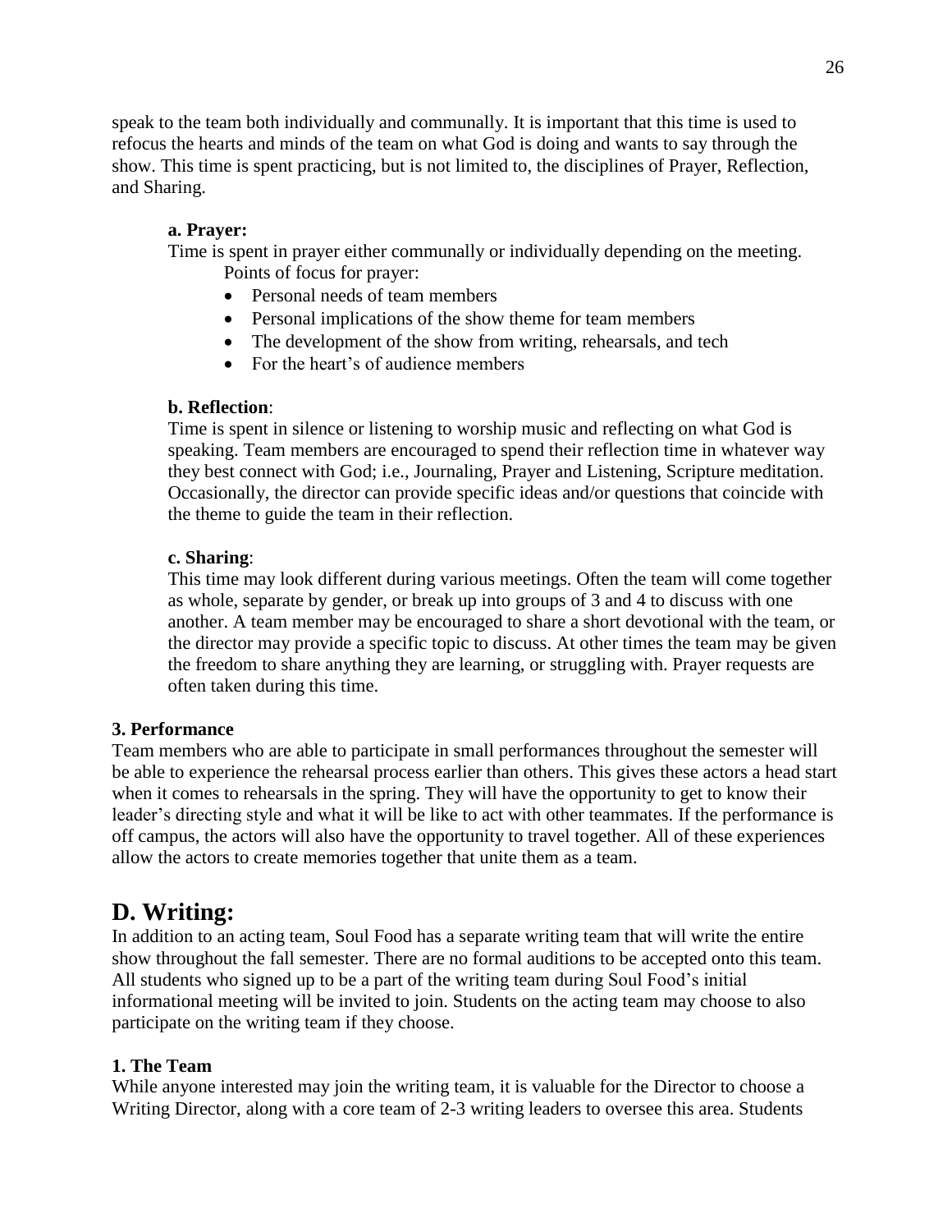speak to the team both individually and communally. It is important that this time is used to refocus the hearts and minds of the team on what God is doing and wants to say through the show. This time is spent practicing, but is not limited to, the disciplines of Prayer, Reflection, and Sharing.

**a. Prayer:**

Time is spent in prayer either communally or individually depending on the meeting.

Points of focus for prayer:

- Personal needs of team members
- Personal implications of the show theme for team members
- The development of the show from writing, rehearsals, and tech
- For the heart's of audience members

**b. Reflection**:

Time is spent in silence or listening to worship music and reflecting on what God is speaking. Team members are encouraged to spend their reflection time in whatever way they best connect with God; i.e., Journaling, Prayer and Listening, Scripture meditation. Occasionally, the director can provide specific ideas and/or questions that coincide with the theme to guide the team in their reflection.

**c. Sharing**:

This time may look different during various meetings. Often the team will come together as whole, separate by gender, or break up into groups of 3 and 4 to discuss with one another. A team member may be encouraged to share a short devotional with the team, or the director may provide a specific topic to discuss. At other times the team may be given the freedom to share anything they are learning, or struggling with. Prayer requests are often taken during this time.

**3. Performance**

Team members who are able to participate in small performances throughout the semester will be able to experience the rehearsal process earlier than others. This gives these actors a head start when it comes to rehearsals in the spring. They will have the opportunity to get to know their leader's directing style and what it will be like to act with other teammates. If the performance is off campus, the actors will also have the opportunity to travel together. All of these experiences allow the actors to create memories together that unite them as a team.

## D. Writing:

In addition to an acting team, Soul Food has a separate writing team that will write the entire show throughout the fall semester. There are no formal auditions to be accepted onto this team. All students who signed up to be a part of the writing team during Soul Food's initial informational meeting will be invited to join. Students on the acting team may choose to also participate on the writing team if they choose.

**1. The Team**

While anyone interested may join the writing team, it is valuable for the Director to choose a Writing Director, along with a core team of 2-3 writing leaders to oversee this area. Students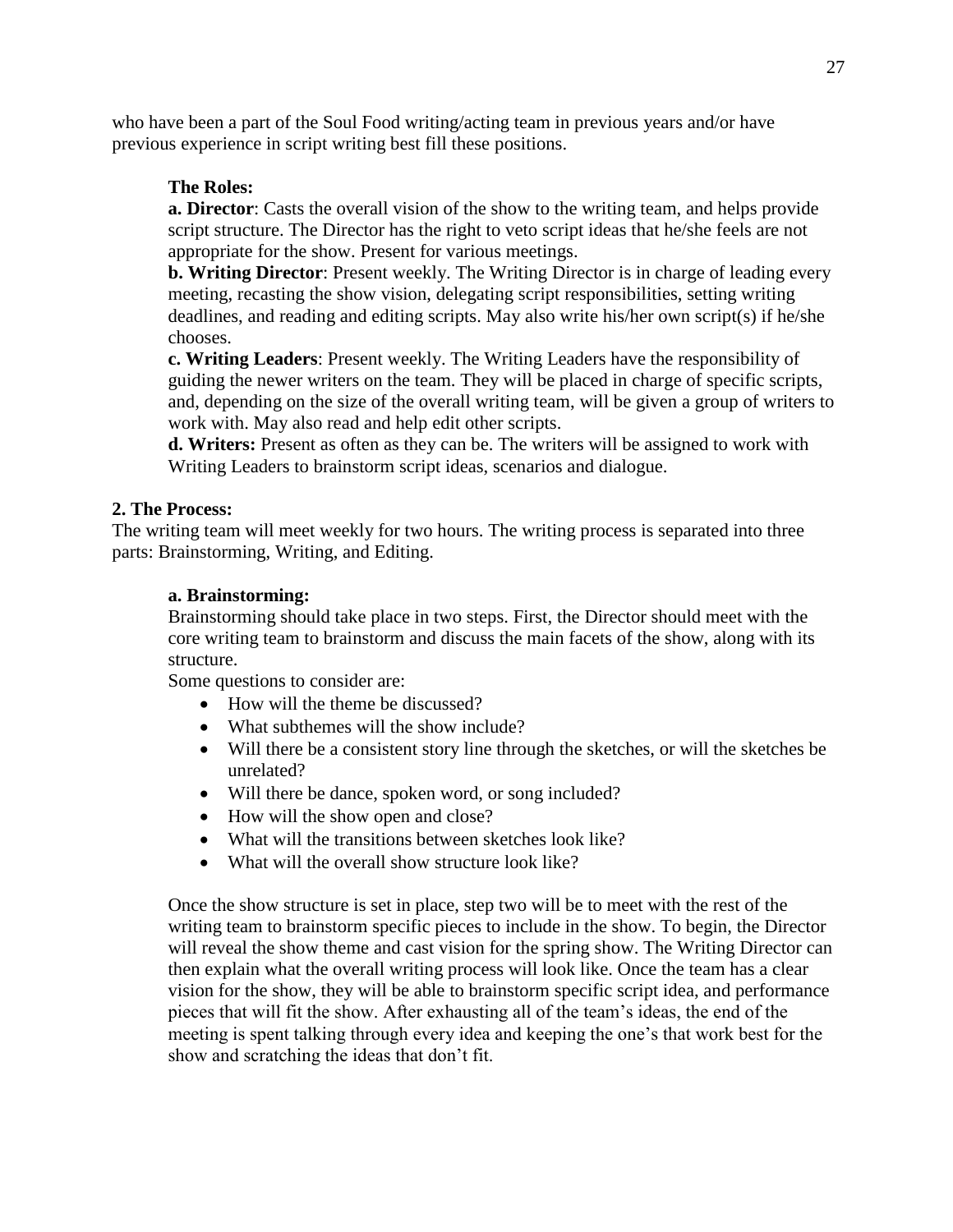who have been a part of the Soul Food writing/acting team in previous years and/or have previous experience in script writing best fill these positions.

**The Roles:**

**a. Director**: Casts the overall vision of the show to the writing team, and helps provide script structure. The Director has the right to veto script ideas that he/she feels are not appropriate for the show. Present for various meetings.

**b. Writing Director**: Present weekly. The Writing Director is in charge of leading every meeting, recasting the show vision, delegating script responsibilities, setting writing deadlines, and reading and editing scripts. May also write his/her own script(s) if he/she chooses.

**c. Writing Leaders**: Present weekly. The Writing Leaders have the responsibility of guiding the newer writers on the team. They will be placed in charge of specific scripts, and, depending on the size of the overall writing team, will be given a group of writers to work with. May also read and help edit other scripts.

**d. Writers:** Present as often as they can be. The writers will be assigned to work with Writing Leaders to brainstorm script ideas, scenarios and dialogue.

**2. The Process:**

The writing team will meet weekly for two hours. The writing process is separated into three parts: Brainstorming, Writing, and Editing.

**a. Brainstorming:**

Brainstorming should take place in two steps. First, the Director should meet with the core writing team to brainstorm and discuss the main facets of the show, along with its structure.

Some questions to consider are:

- How will the theme be discussed?
- What subthemes will the show include?
- Will there be a consistent story line through the sketches, or will the sketches be unrelated?
- Will there be dance, spoken word, or song included?
- How will the show open and close?
- What will the transitions between sketches look like?
- What will the overall show structure look like?

Once the show structure is set in place, step two will be to meet with the rest of the writing team to brainstorm specific pieces to include in the show. To begin, the Director will reveal the show theme and cast vision for the spring show. The Writing Director can then explain what the overall writing process will look like. Once the team has a clear vision for the show, they will be able to brainstorm specific script idea, and performance pieces that will fit the show. After exhausting all of the team's ideas, the end of the meeting is spent talking through every idea and keeping the one's that work best for the show and scratching the ideas that don't fit.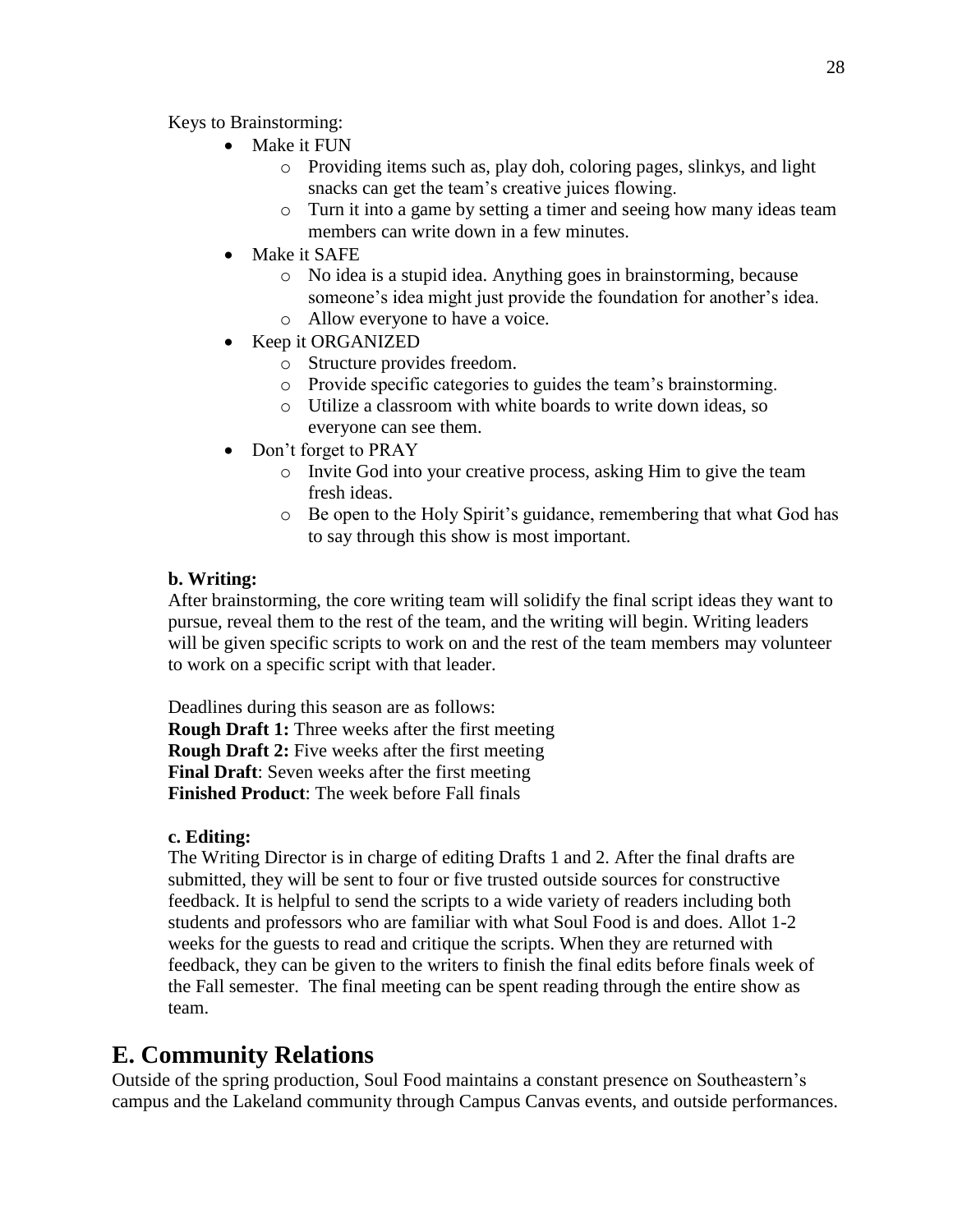Keys to Brainstorming:

- Make it FUN
  - Providing items such as, play doh, coloring pages, slinkys, and light snacks can get the team's creative juices flowing.
  - Turn it into a game by setting a timer and seeing how many ideas team members can write down in a few minutes.
- Make it SAFE
  - No idea is a stupid idea. Anything goes in brainstorming, because someone's idea might just provide the foundation for another's idea.
  - Allow everyone to have a voice.
- Keep it ORGANIZED
  - Structure provides freedom.
  - Provide specific categories to guides the team's brainstorming.
  - Utilize a classroom with white boards to write down ideas, so everyone can see them.
- Don't forget to PRAY
  - Invite God into your creative process, asking Him to give the team fresh ideas.
  - Be open to the Holy Spirit's guidance, remembering that what God has to say through this show is most important.

**b. Writing:**

After brainstorming, the core writing team will solidify the final script ideas they want to pursue, reveal them to the rest of the team, and the writing will begin. Writing leaders will be given specific scripts to work on and the rest of the team members may volunteer to work on a specific script with that leader.

Deadlines during this season are as follows:
**Rough Draft 1:** Three weeks after the first meeting
**Rough Draft 2:** Five weeks after the first meeting
**Final Draft**: Seven weeks after the first meeting
**Finished Product**: The week before Fall finals

**c. Editing:**

The Writing Director is in charge of editing Drafts 1 and 2. After the final drafts are submitted, they will be sent to four or five trusted outside sources for constructive feedback. It is helpful to send the scripts to a wide variety of readers including both students and professors who are familiar with what Soul Food is and does. Allot 1-2 weeks for the guests to read and critique the scripts. When they are returned with feedback, they can be given to the writers to finish the final edits before finals week of the Fall semester. The final meeting can be spent reading through the entire show as team.

## E. Community Relations

Outside of the spring production, Soul Food maintains a constant presence on Southeastern's campus and the Lakeland community through Campus Canvas events, and outside performances.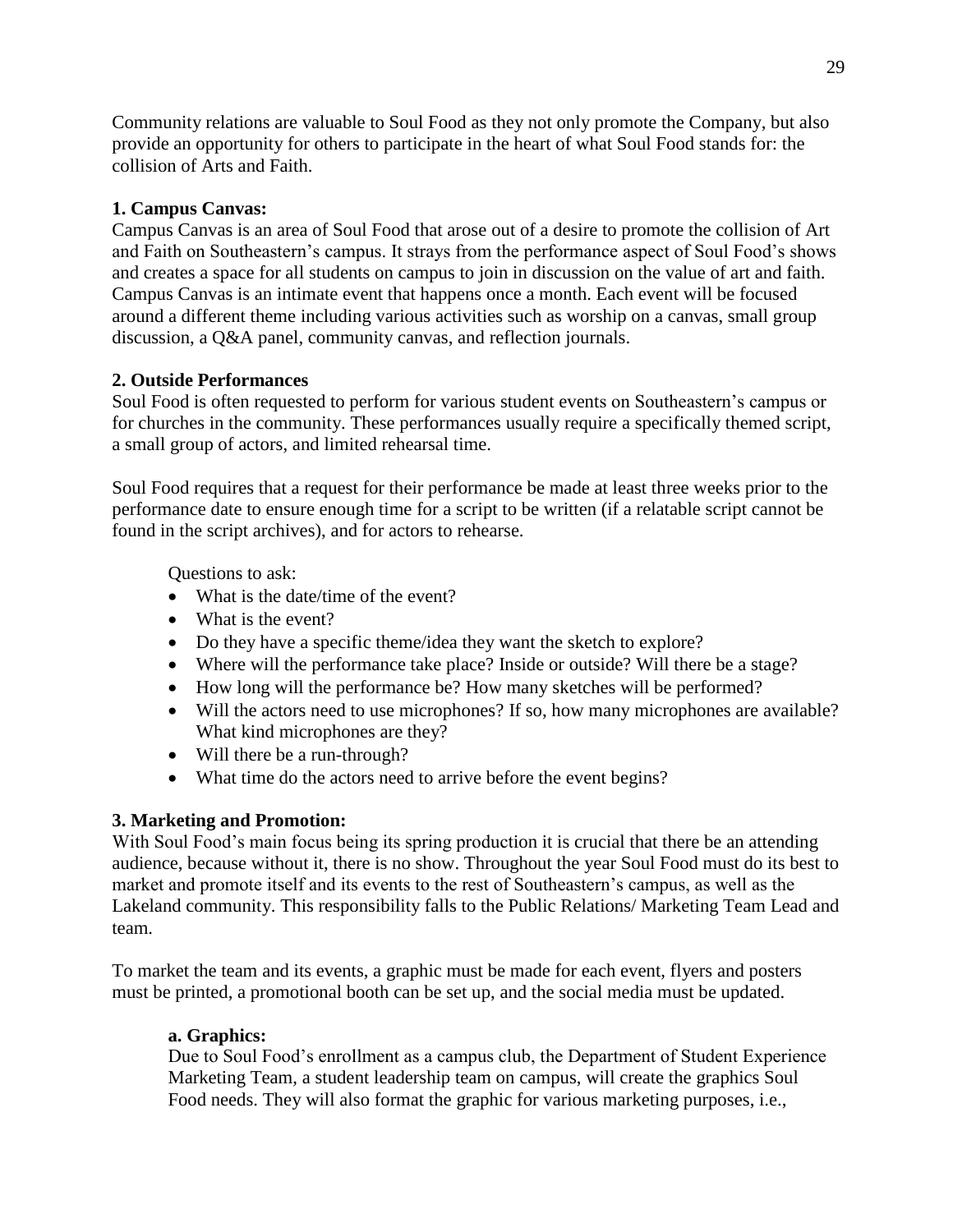Community relations are valuable to Soul Food as they not only promote the Company, but also provide an opportunity for others to participate in the heart of what Soul Food stands for: the collision of Arts and Faith.

**1. Campus Canvas:**

Campus Canvas is an area of Soul Food that arose out of a desire to promote the collision of Art and Faith on Southeastern's campus. It strays from the performance aspect of Soul Food's shows and creates a space for all students on campus to join in discussion on the value of art and faith. Campus Canvas is an intimate event that happens once a month. Each event will be focused around a different theme including various activities such as worship on a canvas, small group discussion, a Q&A panel, community canvas, and reflection journals.

**2. Outside Performances**

Soul Food is often requested to perform for various student events on Southeastern's campus or for churches in the community. These performances usually require a specifically themed script, a small group of actors, and limited rehearsal time.

Soul Food requires that a request for their performance be made at least three weeks prior to the performance date to ensure enough time for a script to be written (if a relatable script cannot be found in the script archives), and for actors to rehearse.

Questions to ask:

- What is the date/time of the event?
- What is the event?
- Do they have a specific theme/idea they want the sketch to explore?
- Where will the performance take place? Inside or outside? Will there be a stage?
- How long will the performance be? How many sketches will be performed?
- Will the actors need to use microphones? If so, how many microphones are available? What kind microphones are they?
- Will there be a run-through?
- What time do the actors need to arrive before the event begins?

**3. Marketing and Promotion:**

With Soul Food's main focus being its spring production it is crucial that there be an attending audience, because without it, there is no show. Throughout the year Soul Food must do its best to market and promote itself and its events to the rest of Southeastern's campus, as well as the Lakeland community. This responsibility falls to the Public Relations/ Marketing Team Lead and team.

To market the team and its events, a graphic must be made for each event, flyers and posters must be printed, a promotional booth can be set up, and the social media must be updated.

**a. Graphics:**

Due to Soul Food's enrollment as a campus club, the Department of Student Experience Marketing Team, a student leadership team on campus, will create the graphics Soul Food needs. They will also format the graphic for various marketing purposes, i.e.,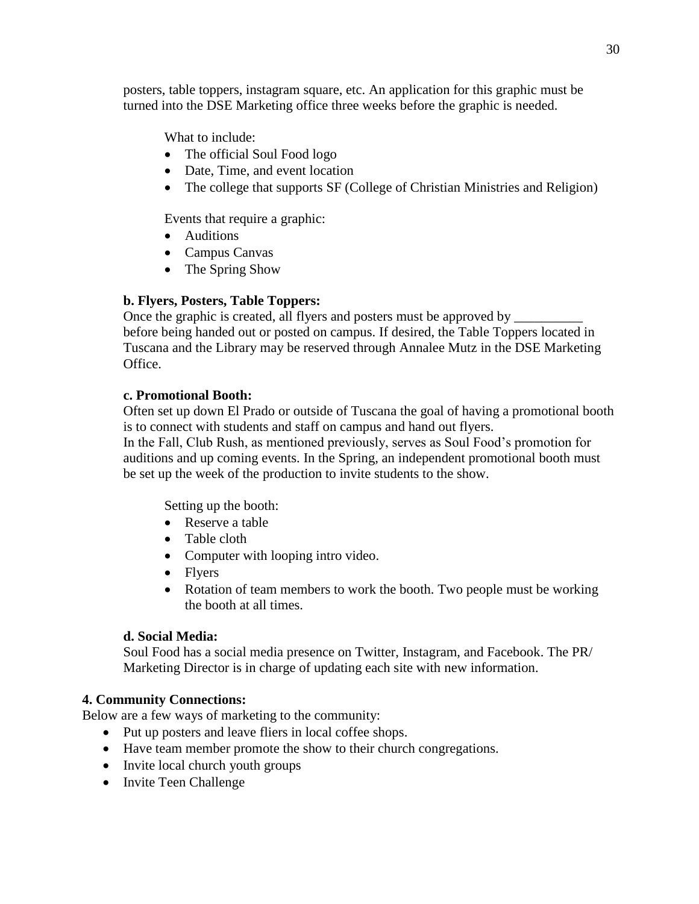posters, table toppers, instagram square, etc. An application for this graphic must be turned into the DSE Marketing office three weeks before the graphic is needed.

What to include:

- The official Soul Food logo
- Date, Time, and event location
- The college that supports SF (College of Christian Ministries and Religion)

Events that require a graphic:

- Auditions
- Campus Canvas
- The Spring Show

**b. Flyers, Posters, Table Toppers:**

Once the graphic is created, all flyers and posters must be approved by __________ before being handed out or posted on campus. If desired, the Table Toppers located in Tuscana and the Library may be reserved through Annalee Mutz in the DSE Marketing Office.

**c. Promotional Booth:**

Often set up down El Prado or outside of Tuscana the goal of having a promotional booth is to connect with students and staff on campus and hand out flyers.

In the Fall, Club Rush, as mentioned previously, serves as Soul Food's promotion for auditions and up coming events. In the Spring, an independent promotional booth must be set up the week of the production to invite students to the show.

Setting up the booth:

- Reserve a table
- Table cloth
- Computer with looping intro video.
- Flyers
- Rotation of team members to work the booth. Two people must be working the booth at all times.

**d. Social Media:**

Soul Food has a social media presence on Twitter, Instagram, and Facebook. The PR/ Marketing Director is in charge of updating each site with new information.

**4. Community Connections:**

Below are a few ways of marketing to the community:

- Put up posters and leave fliers in local coffee shops.
- Have team member promote the show to their church congregations.
- Invite local church youth groups
- Invite Teen Challenge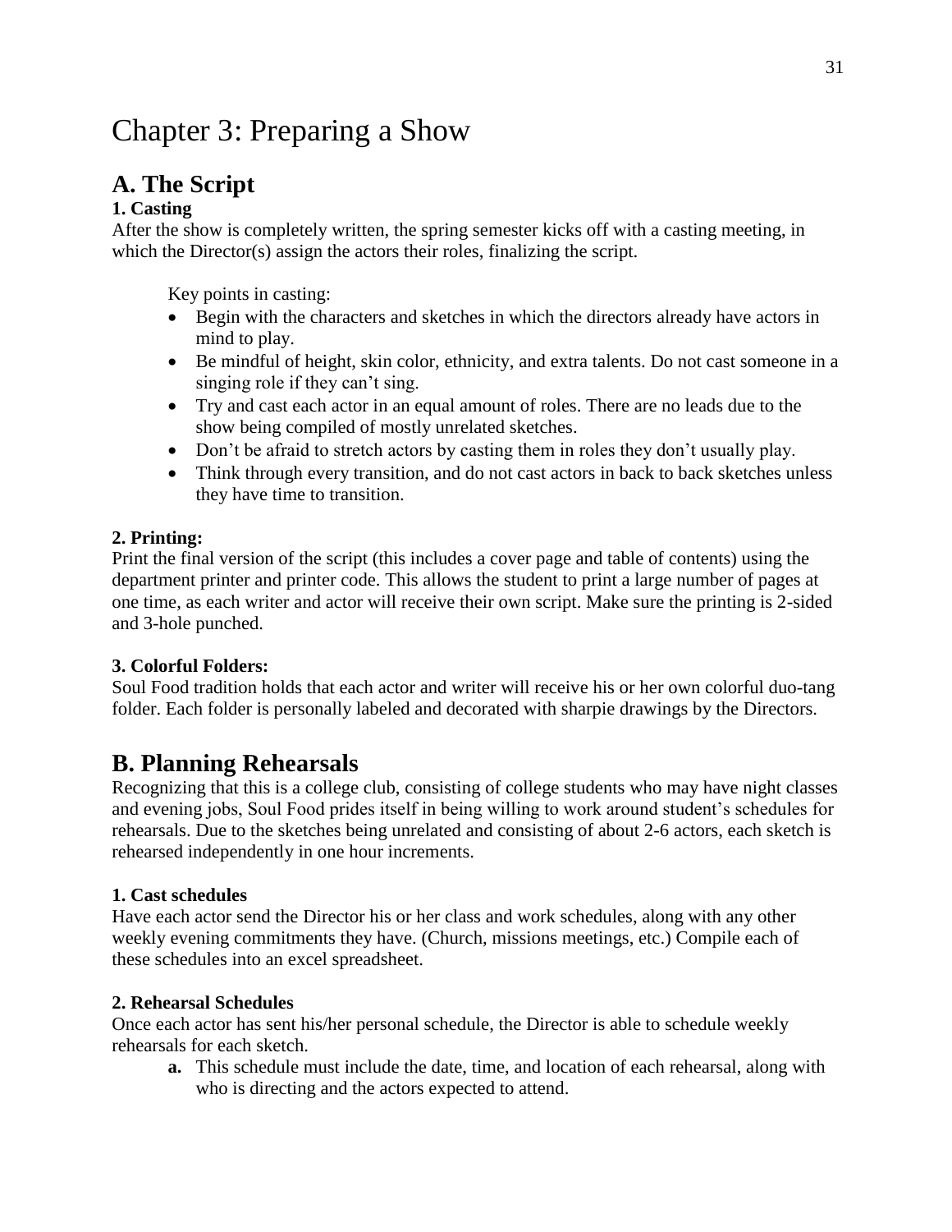# Chapter 3: Preparing a Show

## A. The Script

### 1. Casting

After the show is completely written, the spring semester kicks off with a casting meeting, in which the Director(s) assign the actors their roles, finalizing the script.

Key points in casting:

- Begin with the characters and sketches in which the directors already have actors in mind to play.
- Be mindful of height, skin color, ethnicity, and extra talents. Do not cast someone in a singing role if they can't sing.
- Try and cast each actor in an equal amount of roles. There are no leads due to the show being compiled of mostly unrelated sketches.
- Don't be afraid to stretch actors by casting them in roles they don't usually play.
- Think through every transition, and do not cast actors in back to back sketches unless they have time to transition.

### 2. Printing:

Print the final version of the script (this includes a cover page and table of contents) using the department printer and printer code. This allows the student to print a large number of pages at one time, as each writer and actor will receive their own script. Make sure the printing is 2-sided and 3-hole punched.

### 3. Colorful Folders:

Soul Food tradition holds that each actor and writer will receive his or her own colorful duo-tang folder. Each folder is personally labeled and decorated with sharpie drawings by the Directors.

## B. Planning Rehearsals

Recognizing that this is a college club, consisting of college students who may have night classes and evening jobs, Soul Food prides itself in being willing to work around student's schedules for rehearsals. Due to the sketches being unrelated and consisting of about 2-6 actors, each sketch is rehearsed independently in one hour increments.

### 1. Cast schedules

Have each actor send the Director his or her class and work schedules, along with any other weekly evening commitments they have. (Church, missions meetings, etc.) Compile each of these schedules into an excel spreadsheet.

### 2. Rehearsal Schedules

Once each actor has sent his/her personal schedule, the Director is able to schedule weekly rehearsals for each sketch.

**a.** This schedule must include the date, time, and location of each rehearsal, along with who is directing and the actors expected to attend.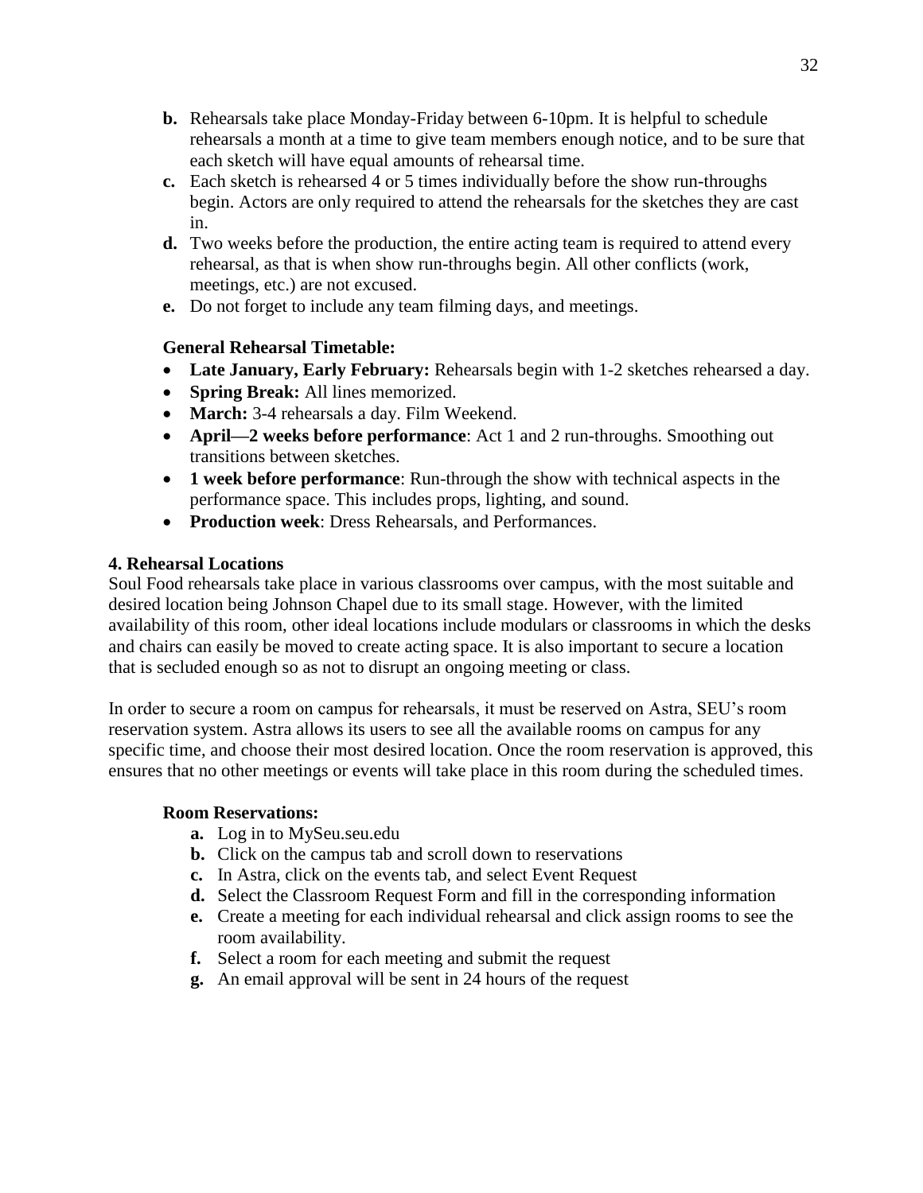**b.** Rehearsals take place Monday-Friday between 6-10pm. It is helpful to schedule rehearsals a month at a time to give team members enough notice, and to be sure that each sketch will have equal amounts of rehearsal time.

**c.** Each sketch is rehearsed 4 or 5 times individually before the show run-throughs begin. Actors are only required to attend the rehearsals for the sketches they are cast in.

**d.** Two weeks before the production, the entire acting team is required to attend every rehearsal, as that is when show run-throughs begin. All other conflicts (work, meetings, etc.) are not excused.

**e.** Do not forget to include any team filming days, and meetings.

**General Rehearsal Timetable:**

- **Late January, Early February:** Rehearsals begin with 1-2 sketches rehearsed a day.
- **Spring Break:** All lines memorized.
- **March:** 3-4 rehearsals a day. Film Weekend.
- **April—2 weeks before performance**: Act 1 and 2 run-throughs. Smoothing out transitions between sketches.
- **1 week before performance**: Run-through the show with technical aspects in the performance space. This includes props, lighting, and sound.
- **Production week**: Dress Rehearsals, and Performances.

### 4. Rehearsal Locations

Soul Food rehearsals take place in various classrooms over campus, with the most suitable and desired location being Johnson Chapel due to its small stage. However, with the limited availability of this room, other ideal locations include modulars or classrooms in which the desks and chairs can easily be moved to create acting space. It is also important to secure a location that is secluded enough so as not to disrupt an ongoing meeting or class.

In order to secure a room on campus for rehearsals, it must be reserved on Astra, SEU's room reservation system. Astra allows its users to see all the available rooms on campus for any specific time, and choose their most desired location. Once the room reservation is approved, this ensures that no other meetings or events will take place in this room during the scheduled times.

**Room Reservations:**

**a.** Log in to MySeu.seu.edu

**b.** Click on the campus tab and scroll down to reservations

**c.** In Astra, click on the events tab, and select Event Request

**d.** Select the Classroom Request Form and fill in the corresponding information

**e.** Create a meeting for each individual rehearsal and click assign rooms to see the room availability.

**f.** Select a room for each meeting and submit the request

**g.** An email approval will be sent in 24 hours of the request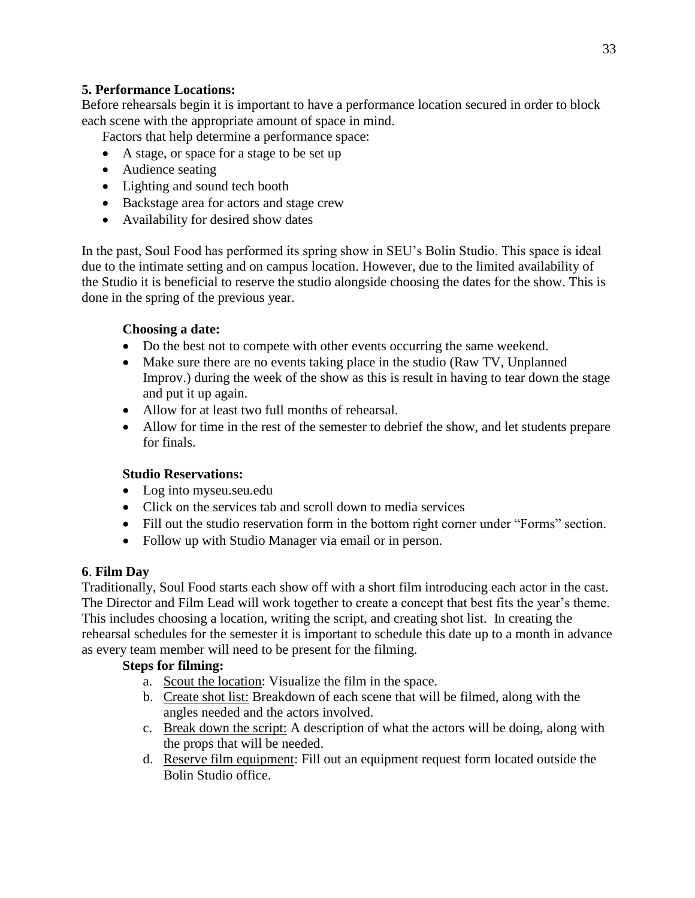**5. Performance Locations:**

Before rehearsals begin it is important to have a performance location secured in order to block each scene with the appropriate amount of space in mind.

Factors that help determine a performance space:

- A stage, or space for a stage to be set up
- Audience seating
- Lighting and sound tech booth
- Backstage area for actors and stage crew
- Availability for desired show dates

In the past, Soul Food has performed its spring show in SEU's Bolin Studio. This space is ideal due to the intimate setting and on campus location. However, due to the limited availability of the Studio it is beneficial to reserve the studio alongside choosing the dates for the show. This is done in the spring of the previous year.

**Choosing a date:**

- Do the best not to compete with other events occurring the same weekend.
- Make sure there are no events taking place in the studio (Raw TV, Unplanned Improv.) during the week of the show as this is result in having to tear down the stage and put it up again.
- Allow for at least two full months of rehearsal.
- Allow for time in the rest of the semester to debrief the show, and let students prepare for finals.

**Studio Reservations:**

- Log into myseu.seu.edu
- Click on the services tab and scroll down to media services
- Fill out the studio reservation form in the bottom right corner under "Forms" section.
- Follow up with Studio Manager via email or in person.

**6**. **Film Day**

Traditionally, Soul Food starts each show off with a short film introducing each actor in the cast. The Director and Film Lead will work together to create a concept that best fits the year's theme. This includes choosing a location, writing the script, and creating shot list. In creating the rehearsal schedules for the semester it is important to schedule this date up to a month in advance as every team member will need to be present for the filming.

**Steps for filming:**

a. Scout the location: Visualize the film in the space.
b. Create shot list: Breakdown of each scene that will be filmed, along with the angles needed and the actors involved.
c. Break down the script: A description of what the actors will be doing, along with the props that will be needed.
d. Reserve film equipment: Fill out an equipment request form located outside the Bolin Studio office.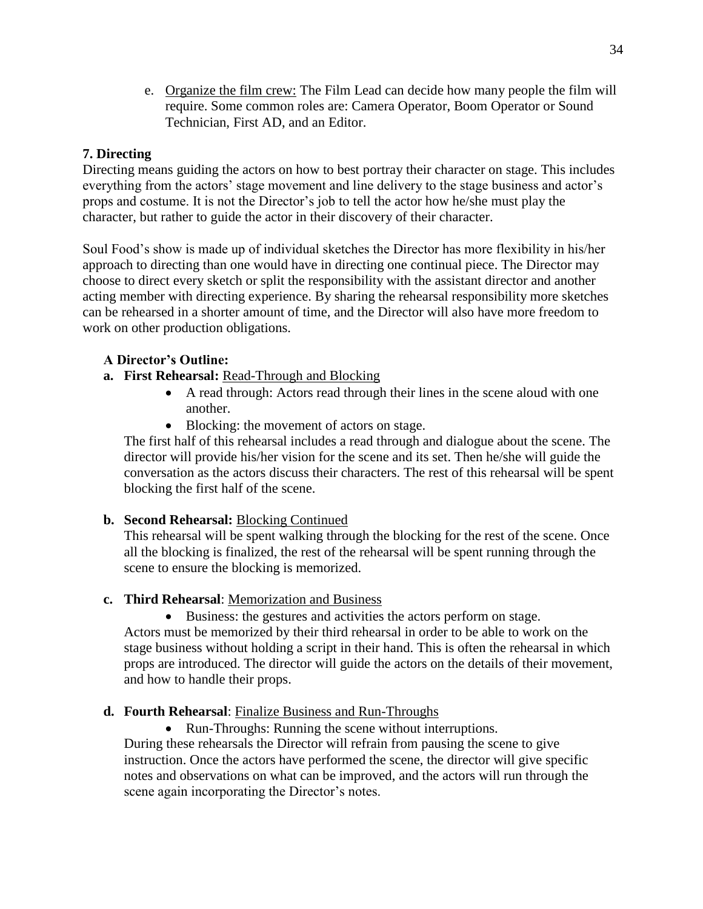e. Organize the film crew: The Film Lead can decide how many people the film will require. Some common roles are: Camera Operator, Boom Operator or Sound Technician, First AD, and an Editor.

### 7. Directing

Directing means guiding the actors on how to best portray their character on stage. This includes everything from the actors' stage movement and line delivery to the stage business and actor's props and costume. It is not the Director's job to tell the actor how he/she must play the character, but rather to guide the actor in their discovery of their character.

Soul Food's show is made up of individual sketches the Director has more flexibility in his/her approach to directing than one would have in directing one continual piece. The Director may choose to direct every sketch or split the responsibility with the assistant director and another acting member with directing experience. By sharing the rehearsal responsibility more sketches can be rehearsed in a shorter amount of time, and the Director will also have more freedom to work on other production obligations.

**A Director's Outline:**

**a. First Rehearsal:** Read-Through and Blocking

- A read through: Actors read through their lines in the scene aloud with one another.
- Blocking: the movement of actors on stage.

The first half of this rehearsal includes a read through and dialogue about the scene. The director will provide his/her vision for the scene and its set. Then he/she will guide the conversation as the actors discuss their characters. The rest of this rehearsal will be spent blocking the first half of the scene.

**b. Second Rehearsal:** Blocking Continued

This rehearsal will be spent walking through the blocking for the rest of the scene. Once all the blocking is finalized, the rest of the rehearsal will be spent running through the scene to ensure the blocking is memorized.

**c. Third Rehearsal**: Memorization and Business

- Business: the gestures and activities the actors perform on stage.

Actors must be memorized by their third rehearsal in order to be able to work on the stage business without holding a script in their hand. This is often the rehearsal in which props are introduced. The director will guide the actors on the details of their movement, and how to handle their props.

**d. Fourth Rehearsal**: Finalize Business and Run-Throughs

- Run-Throughs: Running the scene without interruptions.

During these rehearsals the Director will refrain from pausing the scene to give instruction. Once the actors have performed the scene, the director will give specific notes and observations on what can be improved, and the actors will run through the scene again incorporating the Director's notes.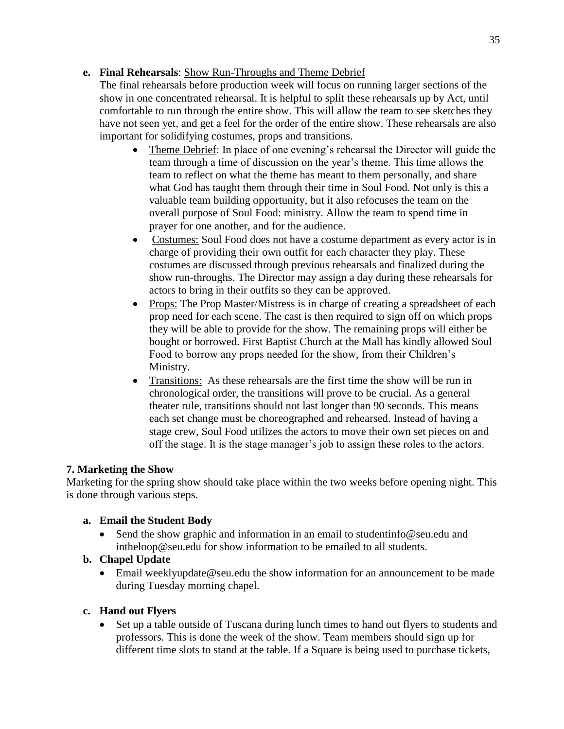**e. Final Rehearsals**: <u>Show Run-Throughs and Theme Debrief</u>

The final rehearsals before production week will focus on running larger sections of the show in one concentrated rehearsal. It is helpful to split these rehearsals up by Act, until comfortable to run through the entire show. This will allow the team to see sketches they have not seen yet, and get a feel for the order of the entire show. These rehearsals are also important for solidifying costumes, props and transitions.

- <u>Theme Debrief</u>: In place of one evening's rehearsal the Director will guide the team through a time of discussion on the year's theme. This time allows the team to reflect on what the theme has meant to them personally, and share what God has taught them through their time in Soul Food. Not only is this a valuable team building opportunity, but it also refocuses the team on the overall purpose of Soul Food: ministry. Allow the team to spend time in prayer for one another, and for the audience.
- <u>Costumes:</u> Soul Food does not have a costume department as every actor is in charge of providing their own outfit for each character they play. These costumes are discussed through previous rehearsals and finalized during the show run-throughs. The Director may assign a day during these rehearsals for actors to bring in their outfits so they can be approved.
- <u>Props:</u> The Prop Master/Mistress is in charge of creating a spreadsheet of each prop need for each scene. The cast is then required to sign off on which props they will be able to provide for the show. The remaining props will either be bought or borrowed. First Baptist Church at the Mall has kindly allowed Soul Food to borrow any props needed for the show, from their Children's Ministry.
- <u>Transitions:</u> As these rehearsals are the first time the show will be run in chronological order, the transitions will prove to be crucial. As a general theater rule, transitions should not last longer than 90 seconds. This means each set change must be choreographed and rehearsed. Instead of having a stage crew, Soul Food utilizes the actors to move their own set pieces on and off the stage. It is the stage manager's job to assign these roles to the actors.

## 7. Marketing the Show

Marketing for the spring show should take place within the two weeks before opening night. This is done through various steps.

### a. Email the Student Body

- Send the show graphic and information in an email to studentinfo@seu.edu and intheloop@seu.edu for show information to be emailed to all students.

### b. Chapel Update

- Email weeklyupdate@seu.edu the show information for an announcement to be made during Tuesday morning chapel.

### c. Hand out Flyers

- Set up a table outside of Tuscana during lunch times to hand out flyers to students and professors. This is done the week of the show. Team members should sign up for different time slots to stand at the table. If a Square is being used to purchase tickets,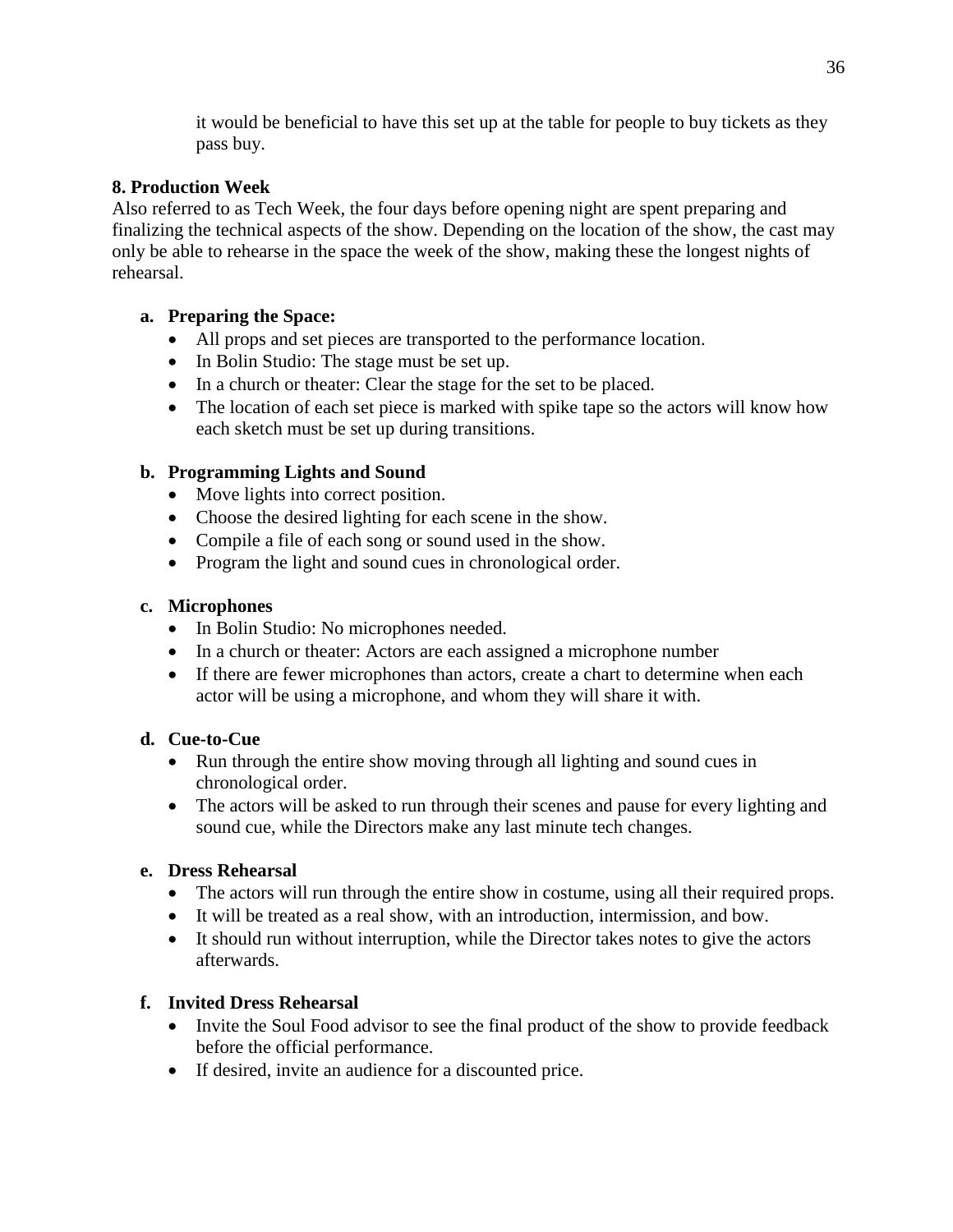it would be beneficial to have this set up at the table for people to buy tickets as they pass buy.

**8. Production Week**

Also referred to as Tech Week, the four days before opening night are spent preparing and finalizing the technical aspects of the show. Depending on the location of the show, the cast may only be able to rehearse in the space the week of the show, making these the longest nights of rehearsal.

**a. Preparing the Space:**

- All props and set pieces are transported to the performance location.
- In Bolin Studio: The stage must be set up.
- In a church or theater: Clear the stage for the set to be placed.
- The location of each set piece is marked with spike tape so the actors will know how each sketch must be set up during transitions.

**b. Programming Lights and Sound**

- Move lights into correct position.
- Choose the desired lighting for each scene in the show.
- Compile a file of each song or sound used in the show.
- Program the light and sound cues in chronological order.

**c. Microphones**

- In Bolin Studio: No microphones needed.
- In a church or theater: Actors are each assigned a microphone number
- If there are fewer microphones than actors, create a chart to determine when each actor will be using a microphone, and whom they will share it with.

**d. Cue-to-Cue**

- Run through the entire show moving through all lighting and sound cues in chronological order.
- The actors will be asked to run through their scenes and pause for every lighting and sound cue, while the Directors make any last minute tech changes.

**e. Dress Rehearsal**

- The actors will run through the entire show in costume, using all their required props.
- It will be treated as a real show, with an introduction, intermission, and bow.
- It should run without interruption, while the Director takes notes to give the actors afterwards.

**f. Invited Dress Rehearsal**

- Invite the Soul Food advisor to see the final product of the show to provide feedback before the official performance.
- If desired, invite an audience for a discounted price.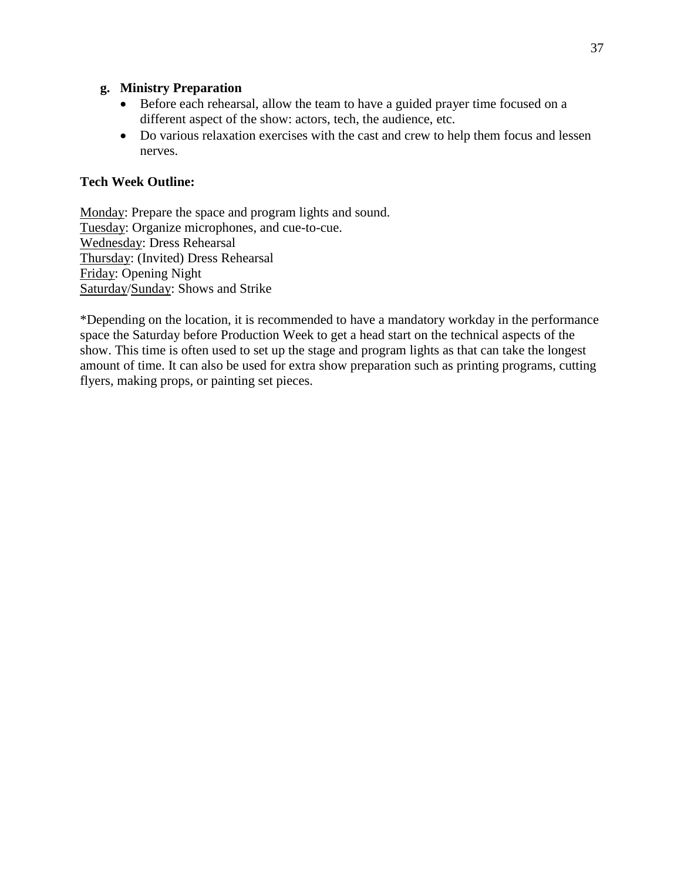**g. Ministry Preparation**

- Before each rehearsal, allow the team to have a guided prayer time focused on a different aspect of the show: actors, tech, the audience, etc.
- Do various relaxation exercises with the cast and crew to help them focus and lessen nerves.

**Tech Week Outline:**

<u>Monday</u>: Prepare the space and program lights and sound.
<u>Tuesday</u>: Organize microphones, and cue-to-cue.
<u>Wednesday</u>: Dress Rehearsal
<u>Thursday</u>: (Invited) Dress Rehearsal
<u>Friday</u>: Opening Night
<u>Saturday</u>/<u>Sunday</u>: Shows and Strike

*Depending on the location, it is recommended to have a mandatory workday in the performance space the Saturday before Production Week to get a head start on the technical aspects of the show. This time is often used to set up the stage and program lights as that can take the longest amount of time. It can also be used for extra show preparation such as printing programs, cutting flyers, making props, or painting set pieces.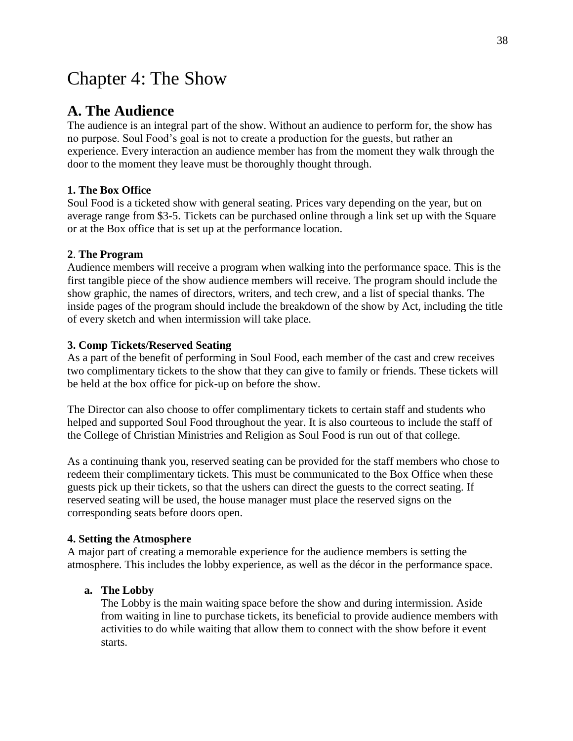# Chapter 4: The Show

## A. The Audience

The audience is an integral part of the show. Without an audience to perform for, the show has no purpose. Soul Food's goal is not to create a production for the guests, but rather an experience. Every interaction an audience member has from the moment they walk through the door to the moment they leave must be thoroughly thought through.

**1. The Box Office**

Soul Food is a ticketed show with general seating. Prices vary depending on the year, but on average range from $3-5. Tickets can be purchased online through a link set up with the Square or at the Box office that is set up at the performance location.

**2. The Program**

Audience members will receive a program when walking into the performance space. This is the first tangible piece of the show audience members will receive. The program should include the show graphic, the names of directors, writers, and tech crew, and a list of special thanks. The inside pages of the program should include the breakdown of the show by Act, including the title of every sketch and when intermission will take place.

**3. Comp Tickets/Reserved Seating**

As a part of the benefit of performing in Soul Food, each member of the cast and crew receives two complimentary tickets to the show that they can give to family or friends. These tickets will be held at the box office for pick-up on before the show.

The Director can also choose to offer complimentary tickets to certain staff and students who helped and supported Soul Food throughout the year. It is also courteous to include the staff of the College of Christian Ministries and Religion as Soul Food is run out of that college.

As a continuing thank you, reserved seating can be provided for the staff members who chose to redeem their complimentary tickets. This must be communicated to the Box Office when these guests pick up their tickets, so that the ushers can direct the guests to the correct seating. If reserved seating will be used, the house manager must place the reserved signs on the corresponding seats before doors open.

**4. Setting the Atmosphere**

A major part of creating a memorable experience for the audience members is setting the atmosphere. This includes the lobby experience, as well as the décor in the performance space.

- **a. The Lobby**

  The Lobby is the main waiting space before the show and during intermission. Aside from waiting in line to purchase tickets, its beneficial to provide audience members with activities to do while waiting that allow them to connect with the show before it event starts.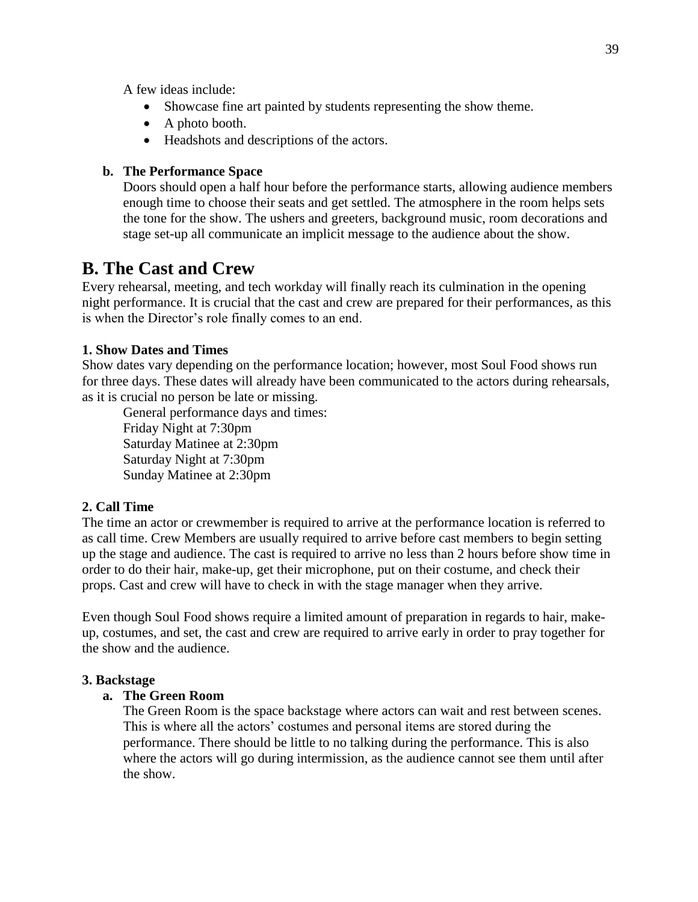A few ideas include:

- Showcase fine art painted by students representing the show theme.
- A photo booth.
- Headshots and descriptions of the actors.

**b. The Performance Space**

Doors should open a half hour before the performance starts, allowing audience members enough time to choose their seats and get settled. The atmosphere in the room helps sets the tone for the show. The ushers and greeters, background music, room decorations and stage set-up all communicate an implicit message to the audience about the show.

## B. The Cast and Crew

Every rehearsal, meeting, and tech workday will finally reach its culmination in the opening night performance. It is crucial that the cast and crew are prepared for their performances, as this is when the Director's role finally comes to an end.

**1. Show Dates and Times**

Show dates vary depending on the performance location; however, most Soul Food shows run for three days. These dates will already have been communicated to the actors during rehearsals, as it is crucial no person be late or missing.

General performance days and times:
Friday Night at 7:30pm
Saturday Matinee at 2:30pm
Saturday Night at 7:30pm
Sunday Matinee at 2:30pm

**2. Call Time**

The time an actor or crewmember is required to arrive at the performance location is referred to as call time. Crew Members are usually required to arrive before cast members to begin setting up the stage and audience. The cast is required to arrive no less than 2 hours before show time in order to do their hair, make-up, get their microphone, put on their costume, and check their props. Cast and crew will have to check in with the stage manager when they arrive.

Even though Soul Food shows require a limited amount of preparation in regards to hair, make-up, costumes, and set, the cast and crew are required to arrive early in order to pray together for the show and the audience.

**3. Backstage**

**a. The Green Room**

The Green Room is the space backstage where actors can wait and rest between scenes. This is where all the actors' costumes and personal items are stored during the performance. There should be little to no talking during the performance. This is also where the actors will go during intermission, as the audience cannot see them until after the show.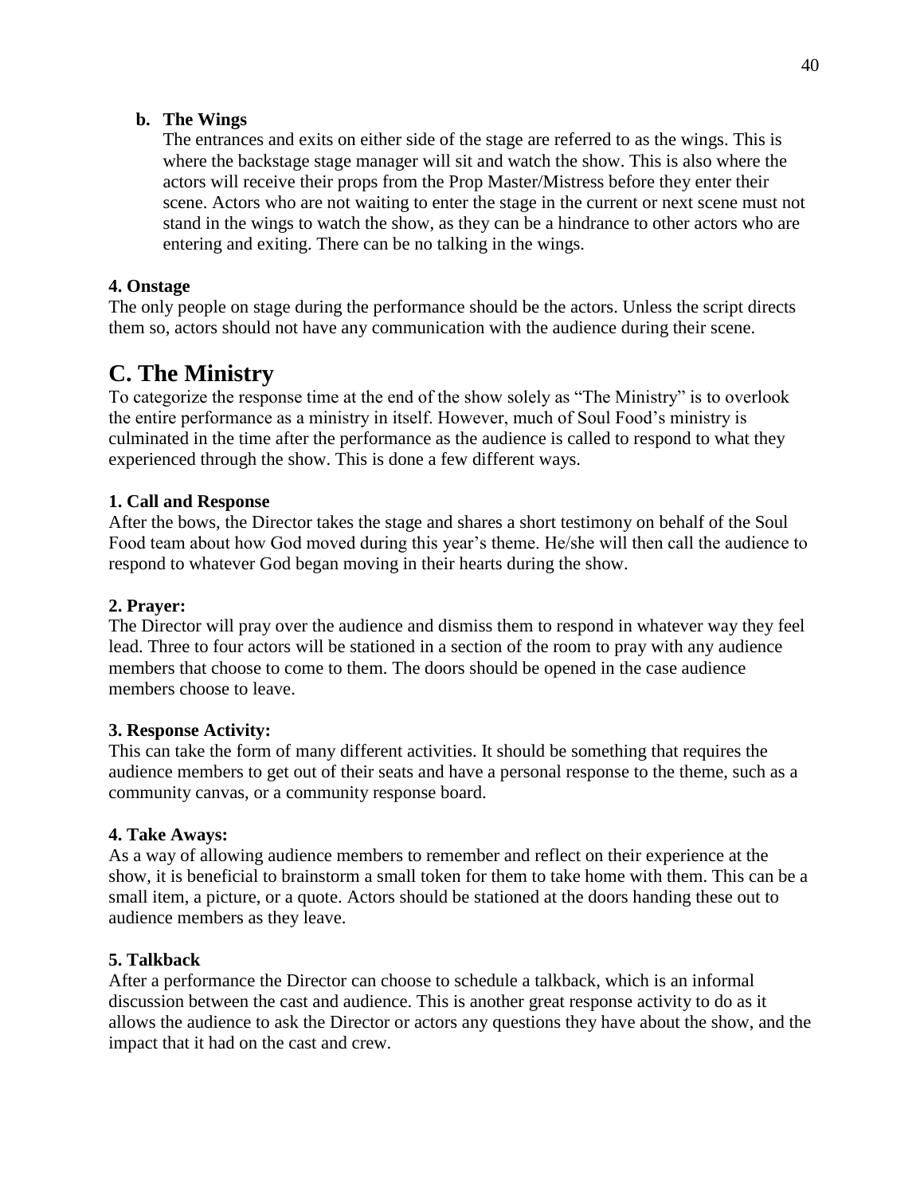**b. The Wings**

The entrances and exits on either side of the stage are referred to as the wings. This is where the backstage stage manager will sit and watch the show. This is also where the actors will receive their props from the Prop Master/Mistress before they enter their scene. Actors who are not waiting to enter the stage in the current or next scene must not stand in the wings to watch the show, as they can be a hindrance to other actors who are entering and exiting. There can be no talking in the wings.

**4. Onstage**

The only people on stage during the performance should be the actors. Unless the script directs them so, actors should not have any communication with the audience during their scene.

## C. The Ministry

To categorize the response time at the end of the show solely as "The Ministry" is to overlook the entire performance as a ministry in itself. However, much of Soul Food's ministry is culminated in the time after the performance as the audience is called to respond to what they experienced through the show. This is done a few different ways.

**1. Call and Response**

After the bows, the Director takes the stage and shares a short testimony on behalf of the Soul Food team about how God moved during this year's theme. He/she will then call the audience to respond to whatever God began moving in their hearts during the show.

**2. Prayer:**

The Director will pray over the audience and dismiss them to respond in whatever way they feel lead. Three to four actors will be stationed in a section of the room to pray with any audience members that choose to come to them. The doors should be opened in the case audience members choose to leave.

**3. Response Activity:**

This can take the form of many different activities. It should be something that requires the audience members to get out of their seats and have a personal response to the theme, such as a community canvas, or a community response board.

**4. Take Aways:**

As a way of allowing audience members to remember and reflect on their experience at the show, it is beneficial to brainstorm a small token for them to take home with them. This can be a small item, a picture, or a quote. Actors should be stationed at the doors handing these out to audience members as they leave.

**5. Talkback**

After a performance the Director can choose to schedule a talkback, which is an informal discussion between the cast and audience. This is another great response activity to do as it allows the audience to ask the Director or actors any questions they have about the show, and the impact that it had on the cast and crew.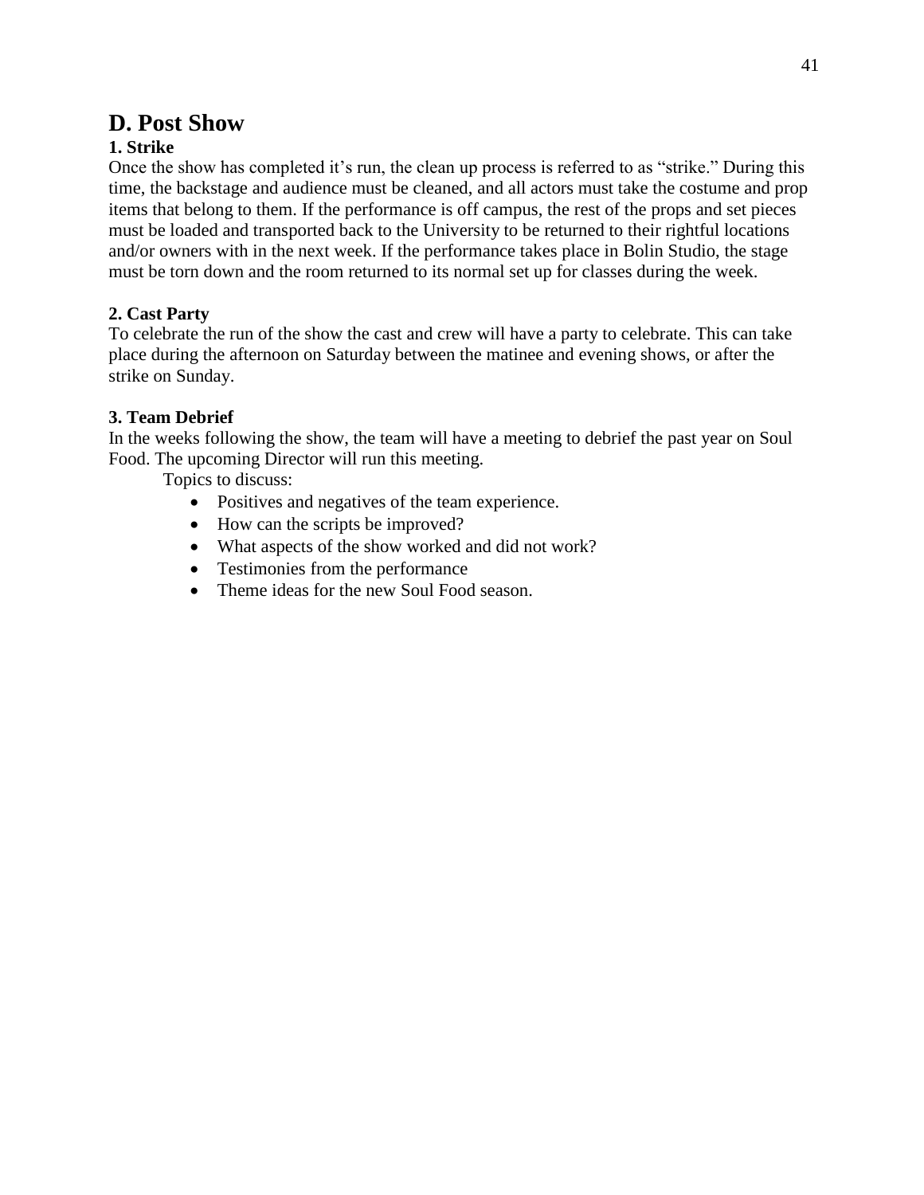## D. Post Show

### 1. Strike

Once the show has completed it's run, the clean up process is referred to as "strike." During this time, the backstage and audience must be cleaned, and all actors must take the costume and prop items that belong to them. If the performance is off campus, the rest of the props and set pieces must be loaded and transported back to the University to be returned to their rightful locations and/or owners with in the next week. If the performance takes place in Bolin Studio, the stage must be torn down and the room returned to its normal set up for classes during the week.

### 2. Cast Party

To celebrate the run of the show the cast and crew will have a party to celebrate. This can take place during the afternoon on Saturday between the matinee and evening shows, or after the strike on Sunday.

### 3. Team Debrief

In the weeks following the show, the team will have a meeting to debrief the past year on Soul Food. The upcoming Director will run this meeting.

Topics to discuss:

- Positives and negatives of the team experience.
- How can the scripts be improved?
- What aspects of the show worked and did not work?
- Testimonies from the performance
- Theme ideas for the new Soul Food season.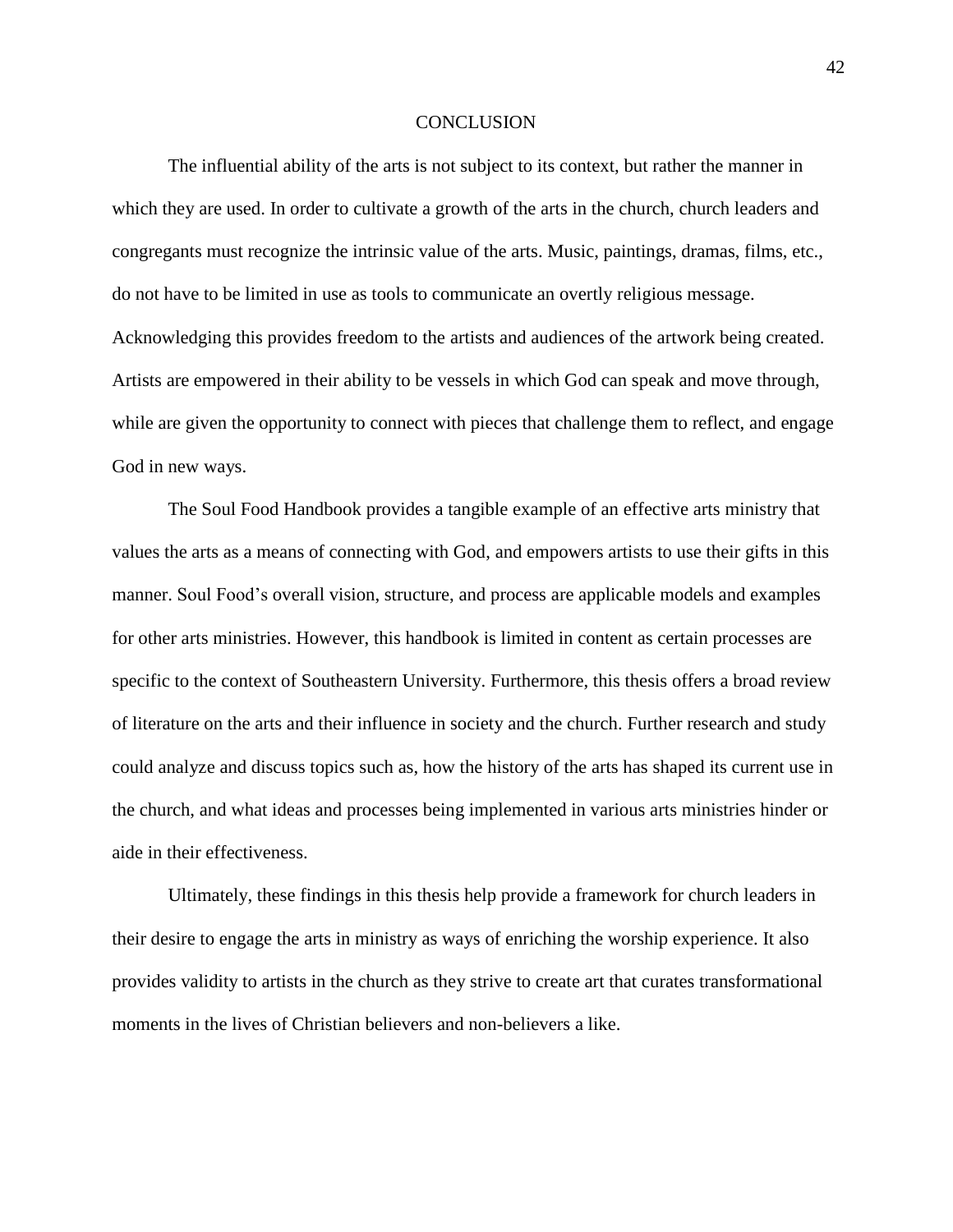# CONCLUSION

The influential ability of the arts is not subject to its context, but rather the manner in which they are used. In order to cultivate a growth of the arts in the church, church leaders and congregants must recognize the intrinsic value of the arts. Music, paintings, dramas, films, etc., do not have to be limited in use as tools to communicate an overtly religious message. Acknowledging this provides freedom to the artists and audiences of the artwork being created. Artists are empowered in their ability to be vessels in which God can speak and move through, while are given the opportunity to connect with pieces that challenge them to reflect, and engage God in new ways.

The Soul Food Handbook provides a tangible example of an effective arts ministry that values the arts as a means of connecting with God, and empowers artists to use their gifts in this manner. Soul Food's overall vision, structure, and process are applicable models and examples for other arts ministries. However, this handbook is limited in content as certain processes are specific to the context of Southeastern University. Furthermore, this thesis offers a broad review of literature on the arts and their influence in society and the church. Further research and study could analyze and discuss topics such as, how the history of the arts has shaped its current use in the church, and what ideas and processes being implemented in various arts ministries hinder or aide in their effectiveness.

Ultimately, these findings in this thesis help provide a framework for church leaders in their desire to engage the arts in ministry as ways of enriching the worship experience. It also provides validity to artists in the church as they strive to create art that curates transformational moments in the lives of Christian believers and non-believers a like.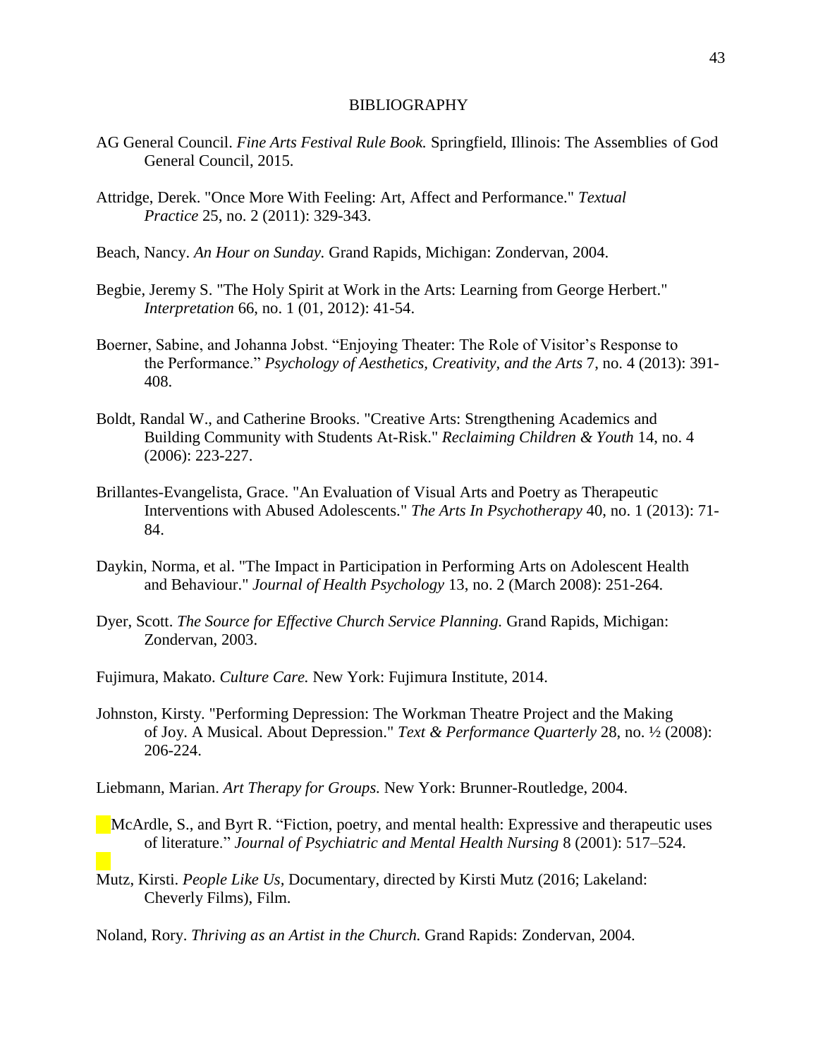# BIBLIOGRAPHY

AG General Council. *Fine Arts Festival Rule Book.* Springfield, Illinois: The Assemblies of God General Council, 2015.

Attridge, Derek. "Once More With Feeling: Art, Affect and Performance." *Textual Practice* 25, no. 2 (2011): 329-343.

Beach, Nancy. *An Hour on Sunday.* Grand Rapids, Michigan: Zondervan, 2004.

Begbie, Jeremy S. "The Holy Spirit at Work in the Arts: Learning from George Herbert." *Interpretation* 66, no. 1 (01, 2012): 41-54.

Boerner, Sabine, and Johanna Jobst. "Enjoying Theater: The Role of Visitor's Response to the Performance." *Psychology of Aesthetics, Creativity, and the Arts* 7, no. 4 (2013): 391-408.

Boldt, Randal W., and Catherine Brooks. "Creative Arts: Strengthening Academics and Building Community with Students At-Risk." *Reclaiming Children & Youth* 14, no. 4 (2006): 223-227.

Brillantes-Evangelista, Grace. "An Evaluation of Visual Arts and Poetry as Therapeutic Interventions with Abused Adolescents." *The Arts In Psychotherapy* 40, no. 1 (2013): 71-84.

Daykin, Norma, et al. "The Impact in Participation in Performing Arts on Adolescent Health and Behaviour." *Journal of Health Psychology* 13, no. 2 (March 2008): 251-264.

Dyer, Scott. *The Source for Effective Church Service Planning.* Grand Rapids, Michigan: Zondervan, 2003.

Fujimura, Makato. *Culture Care.* New York: Fujimura Institute, 2014.

Johnston, Kirsty. "Performing Depression: The Workman Theatre Project and the Making of Joy. A Musical. About Depression." *Text & Performance Quarterly* 28, no. ½ (2008): 206-224.

Liebmann, Marian. *Art Therapy for Groups.* New York: Brunner-Routledge, 2004.

McArdle, S., and Byrt R. "Fiction, poetry, and mental health: Expressive and therapeutic uses of literature." *Journal of Psychiatric and Mental Health Nursing* 8 (2001): 517–524.

Mutz, Kirsti. *People Like Us,* Documentary, directed by Kirsti Mutz (2016; Lakeland: Cheverly Films), Film.

Noland, Rory. *Thriving as an Artist in the Church.* Grand Rapids: Zondervan, 2004.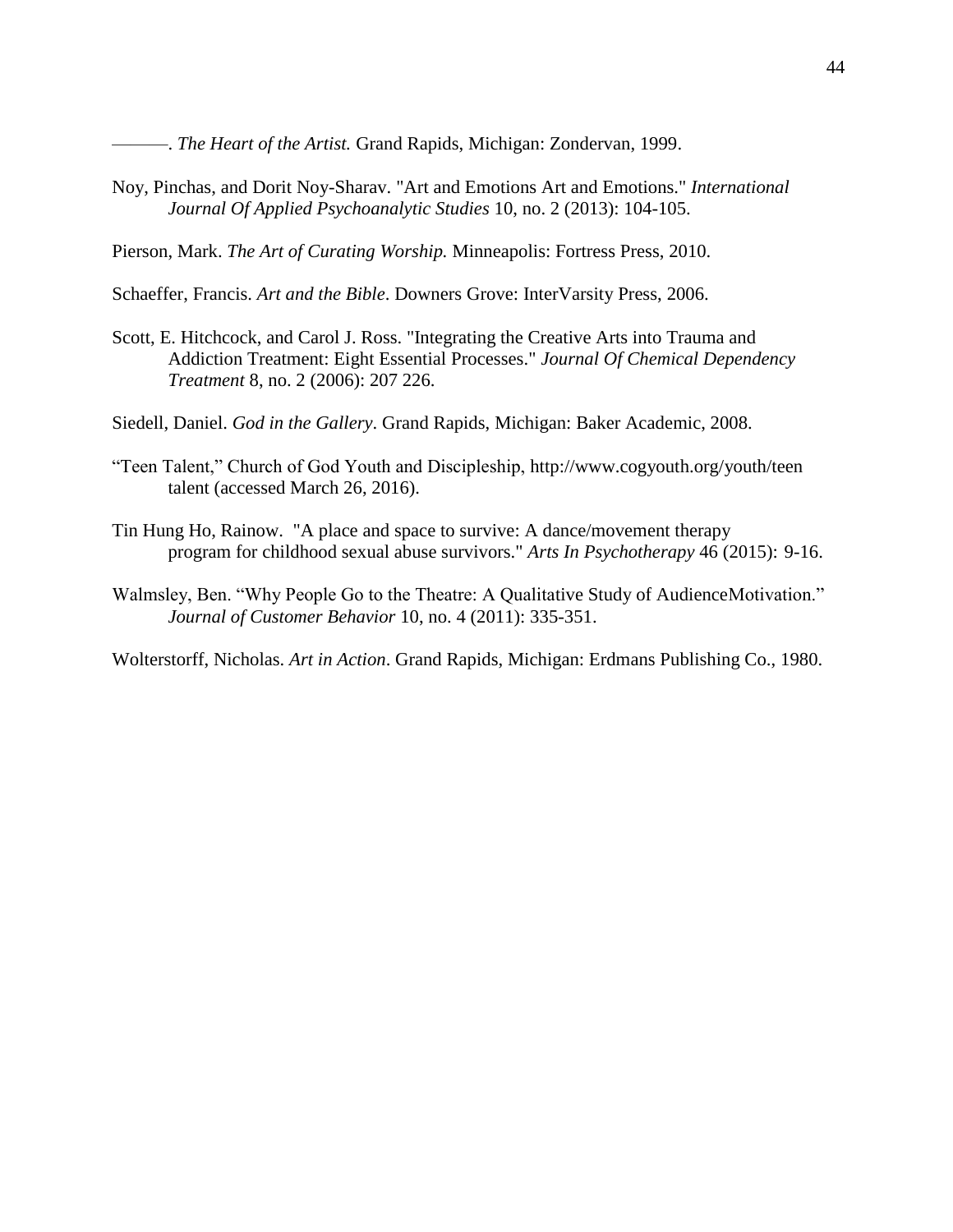———. *The Heart of the Artist.* Grand Rapids, Michigan: Zondervan, 1999.

Noy, Pinchas, and Dorit Noy-Sharav. "Art and Emotions Art and Emotions." *International Journal Of Applied Psychoanalytic Studies* 10, no. 2 (2013): 104-105.

Pierson, Mark. *The Art of Curating Worship.* Minneapolis: Fortress Press, 2010.

Schaeffer, Francis. *Art and the Bible*. Downers Grove: InterVarsity Press, 2006.

Scott, E. Hitchcock, and Carol J. Ross. "Integrating the Creative Arts into Trauma and Addiction Treatment: Eight Essential Processes." *Journal Of Chemical Dependency Treatment* 8, no. 2 (2006): 207 226.

Siedell, Daniel. *God in the Gallery*. Grand Rapids, Michigan: Baker Academic, 2008.

"Teen Talent," Church of God Youth and Discipleship, http://www.cogyouth.org/youth/teen talent (accessed March 26, 2016).

Tin Hung Ho, Rainow. "A place and space to survive: A dance/movement therapy program for childhood sexual abuse survivors." *Arts In Psychotherapy* 46 (2015): 9-16.

Walmsley, Ben. "Why People Go to the Theatre: A Qualitative Study of AudienceMotivation." *Journal of Customer Behavior* 10, no. 4 (2011): 335-351.

Wolterstorff, Nicholas. *Art in Action*. Grand Rapids, Michigan: Erdmans Publishing Co., 1980.